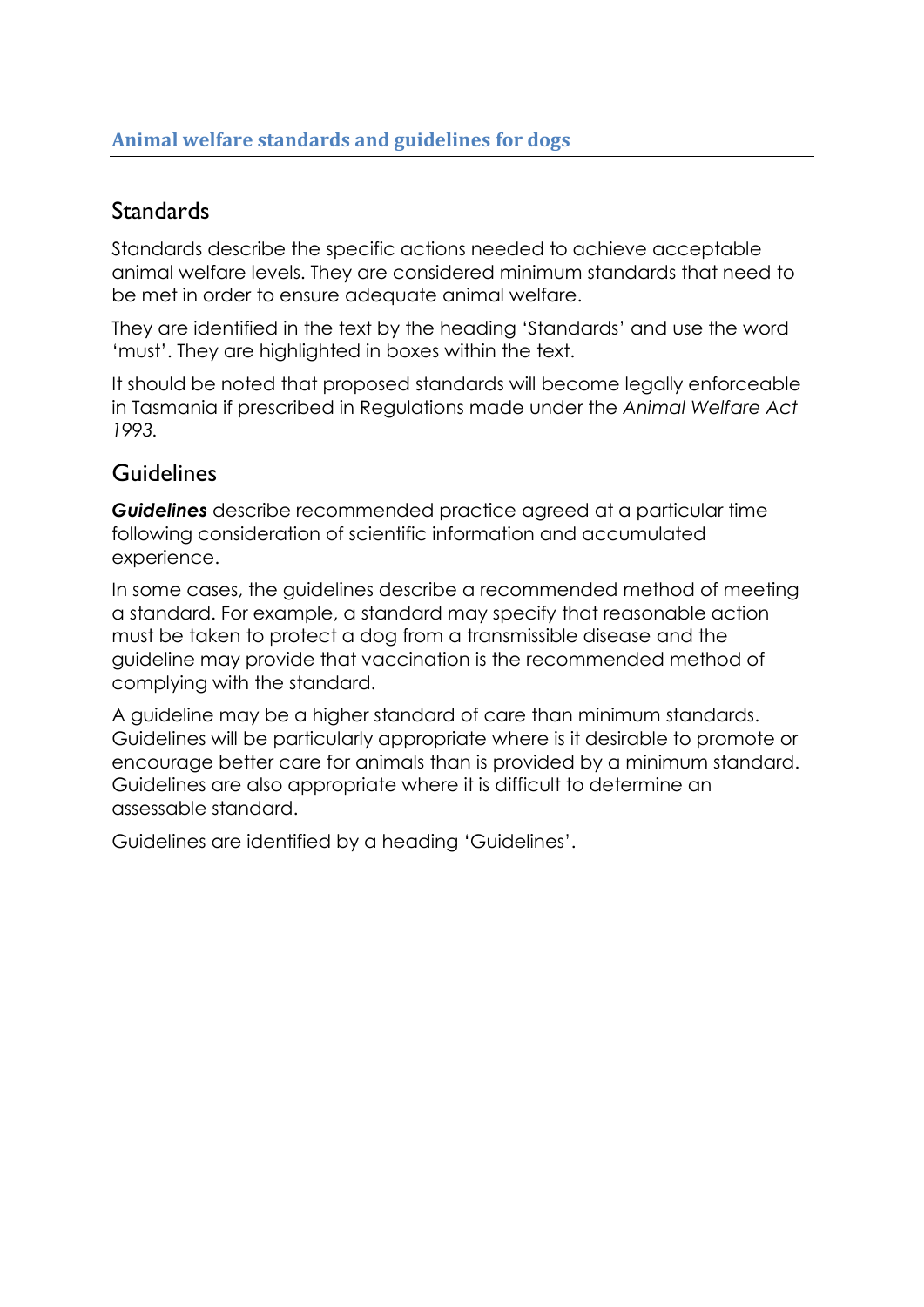## Standards

Standards describe the specific actions needed to achieve acceptable animal welfare levels. They are considered minimum standards that need to be met in order to ensure adequate animal welfare.

They are identified in the text by the heading 'Standards' and use the word 'must'. They are highlighted in boxes within the text.

It should be noted that proposed standards will become legally enforceable in Tasmania if prescribed in Regulations made under the *Animal Welfare Act 1993.*

## Guidelines

***Guidelines*** describe recommended practice agreed at a particular time following consideration of scientific information and accumulated experience.

In some cases, the guidelines describe a recommended method of meeting a standard. For example, a standard may specify that reasonable action must be taken to protect a dog from a transmissible disease and the guideline may provide that vaccination is the recommended method of complying with the standard.

A guideline may be a higher standard of care than minimum standards. Guidelines will be particularly appropriate where is it desirable to promote or encourage better care for animals than is provided by a minimum standard. Guidelines are also appropriate where it is difficult to determine an assessable standard.

Guidelines are identified by a heading 'Guidelines'.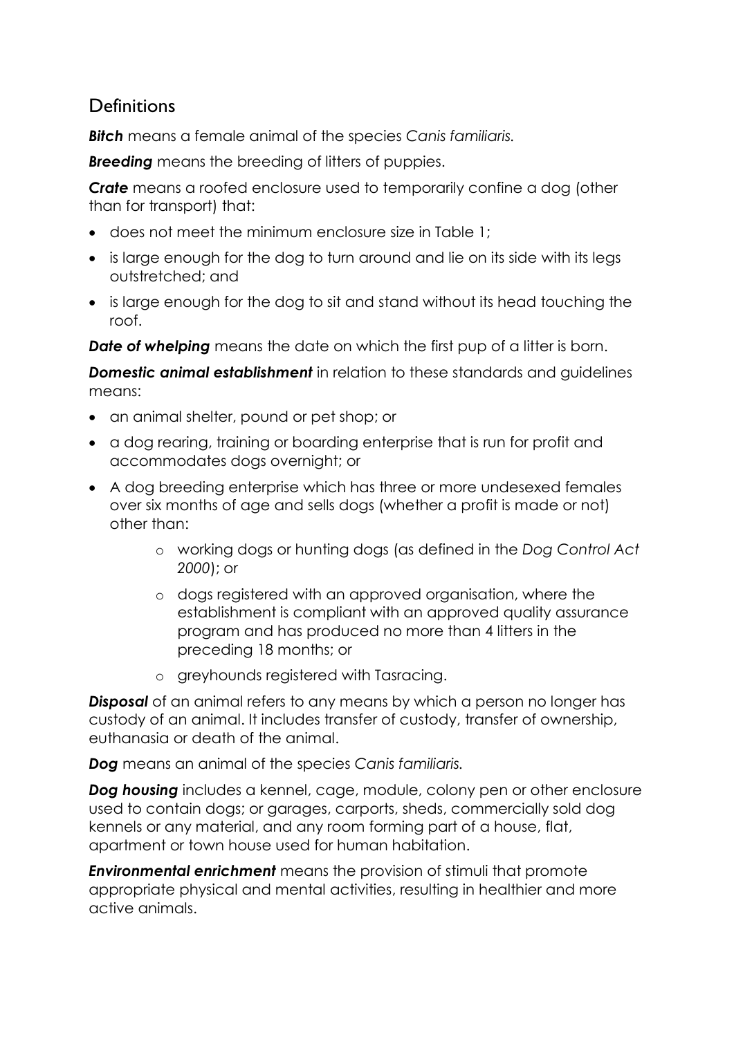## Definitions

***Bitch*** means a female animal of the species *Canis familiaris.*

***Breeding*** means the breeding of litters of puppies.

***Crate*** means a roofed enclosure used to temporarily confine a dog (other than for transport) that:

- does not meet the minimum enclosure size in Table 1;
- is large enough for the dog to turn around and lie on its side with its legs outstretched; and
- is large enough for the dog to sit and stand without its head touching the roof.

***Date of whelping*** means the date on which the first pup of a litter is born.

***Domestic animal establishment*** in relation to these standards and guidelines means:

- an animal shelter, pound or pet shop; or
- a dog rearing, training or boarding enterprise that is run for profit and accommodates dogs overnight; or
- A dog breeding enterprise which has three or more undesexed females over six months of age and sells dogs (whether a profit is made or not) other than:
    - working dogs or hunting dogs (as defined in the *Dog Control Act 2000*); or
    - dogs registered with an approved organisation, where the establishment is compliant with an approved quality assurance program and has produced no more than 4 litters in the preceding 18 months; or
    - greyhounds registered with Tasracing.

***Disposal*** of an animal refers to any means by which a person no longer has custody of an animal. It includes transfer of custody, transfer of ownership, euthanasia or death of the animal.

***Dog*** means an animal of the species *Canis familiaris.*

***Dog housing*** includes a kennel, cage, module, colony pen or other enclosure used to contain dogs; or garages, carports, sheds, commercially sold dog kennels or any material, and any room forming part of a house, flat, apartment or town house used for human habitation.

***Environmental enrichment*** means the provision of stimuli that promote appropriate physical and mental activities, resulting in healthier and more active animals.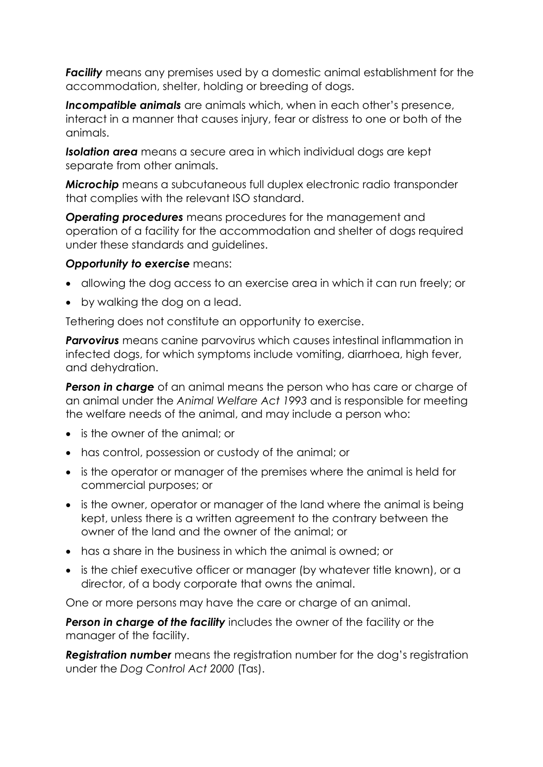***Facility*** means any premises used by a domestic animal establishment for the accommodation, shelter, holding or breeding of dogs.

***Incompatible animals*** are animals which, when in each other's presence, interact in a manner that causes injury, fear or distress to one or both of the animals.

***Isolation area*** means a secure area in which individual dogs are kept separate from other animals.

***Microchip*** means a subcutaneous full duplex electronic radio transponder that complies with the relevant ISO standard.

***Operating procedures*** means procedures for the management and operation of a facility for the accommodation and shelter of dogs required under these standards and guidelines.

***Opportunity to exercise*** means:

- allowing the dog access to an exercise area in which it can run freely; or
- by walking the dog on a lead.

Tethering does not constitute an opportunity to exercise.

***Parvovirus*** means canine parvovirus which causes intestinal inflammation in infected dogs, for which symptoms include vomiting, diarrhoea, high fever, and dehydration.

***Person in charge*** of an animal means the person who has care or charge of an animal under the *Animal Welfare Act 1993* and is responsible for meeting the welfare needs of the animal, and may include a person who:

- is the owner of the animal; or
- has control, possession or custody of the animal; or
- is the operator or manager of the premises where the animal is held for commercial purposes; or
- is the owner, operator or manager of the land where the animal is being kept, unless there is a written agreement to the contrary between the owner of the land and the owner of the animal; or
- has a share in the business in which the animal is owned; or
- is the chief executive officer or manager (by whatever title known), or a director, of a body corporate that owns the animal.

One or more persons may have the care or charge of an animal.

***Person in charge of the facility*** includes the owner of the facility or the manager of the facility.

***Registration number*** means the registration number for the dog's registration under the *Dog Control Act 2000* (Tas).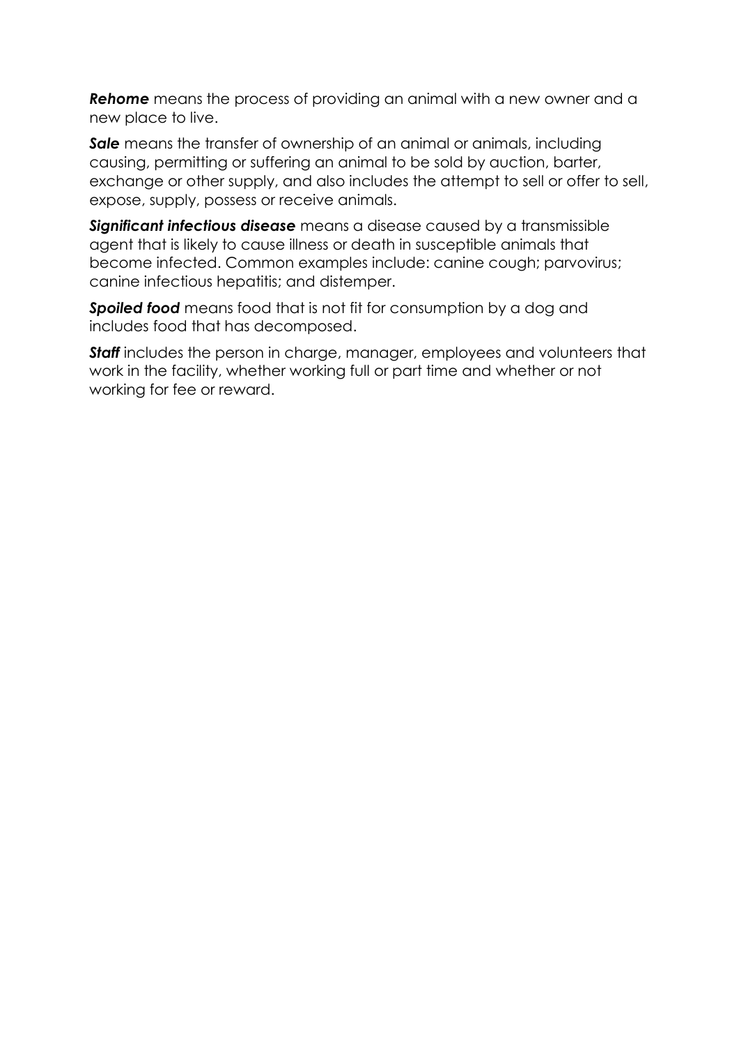***Rehome*** means the process of providing an animal with a new owner and a new place to live.

***Sale*** means the transfer of ownership of an animal or animals, including causing, permitting or suffering an animal to be sold by auction, barter, exchange or other supply, and also includes the attempt to sell or offer to sell, expose, supply, possess or receive animals.

***Significant infectious disease*** means a disease caused by a transmissible agent that is likely to cause illness or death in susceptible animals that become infected. Common examples include: canine cough; parvovirus; canine infectious hepatitis; and distemper.

***Spoiled food*** means food that is not fit for consumption by a dog and includes food that has decomposed.

***Staff*** includes the person in charge, manager, employees and volunteers that work in the facility, whether working full or part time and whether or not working for fee or reward.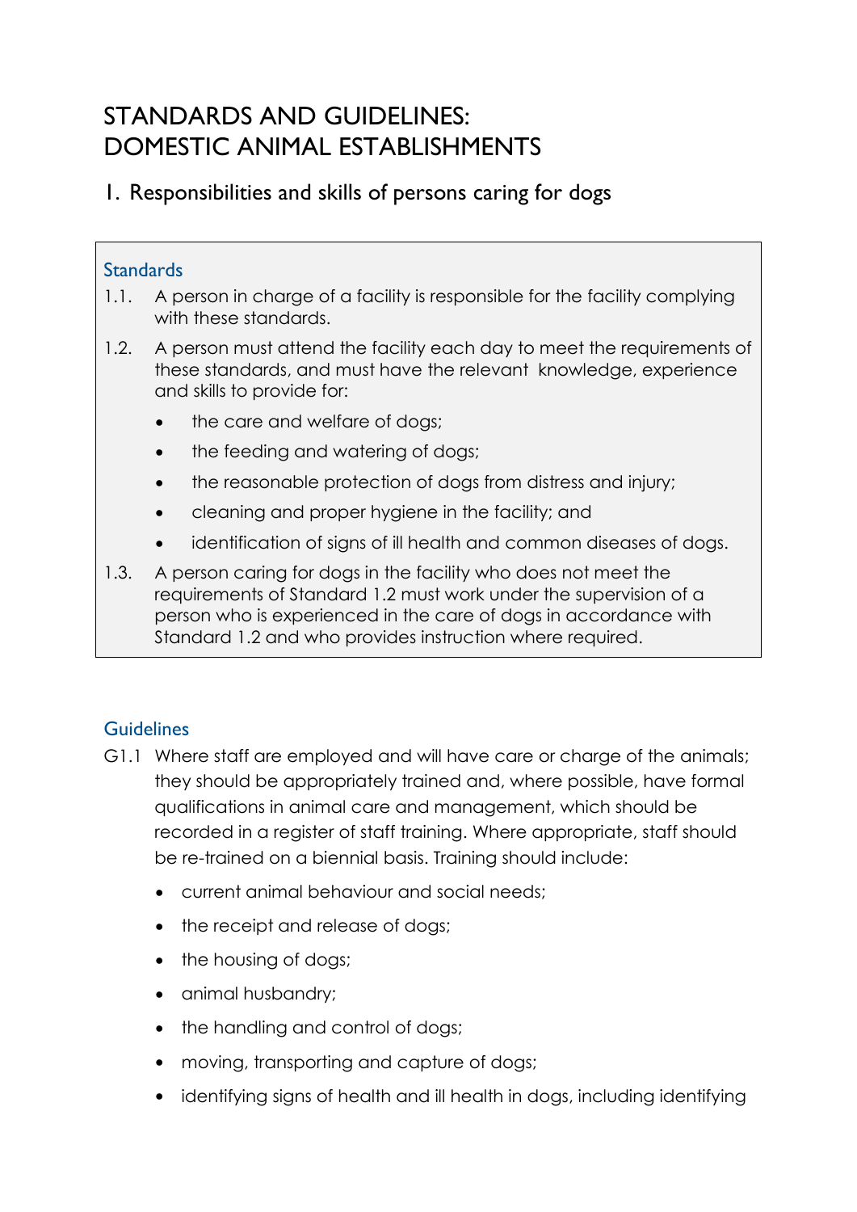# STANDARDS AND GUIDELINES: DOMESTIC ANIMAL ESTABLISHMENTS

## 1. Responsibilities and skills of persons caring for dogs

### Standards

1.1. A person in charge of a facility is responsible for the facility complying with these standards.

1.2. A person must attend the facility each day to meet the requirements of these standards, and must have the relevant knowledge, experience and skills to provide for:

- the care and welfare of dogs;
- the feeding and watering of dogs;
- the reasonable protection of dogs from distress and injury;
- cleaning and proper hygiene in the facility; and
- identification of signs of ill health and common diseases of dogs.

1.3. A person caring for dogs in the facility who does not meet the requirements of Standard 1.2 must work under the supervision of a person who is experienced in the care of dogs in accordance with Standard 1.2 and who provides instruction where required.

### Guidelines

G1.1 Where staff are employed and will have care or charge of the animals; they should be appropriately trained and, where possible, have formal qualifications in animal care and management, which should be recorded in a register of staff training. Where appropriate, staff should be re-trained on a biennial basis. Training should include:

- current animal behaviour and social needs;
- the receipt and release of dogs;
- the housing of dogs;
- animal husbandry;
- the handling and control of dogs;
- moving, transporting and capture of dogs;
- identifying signs of health and ill health in dogs, including identifying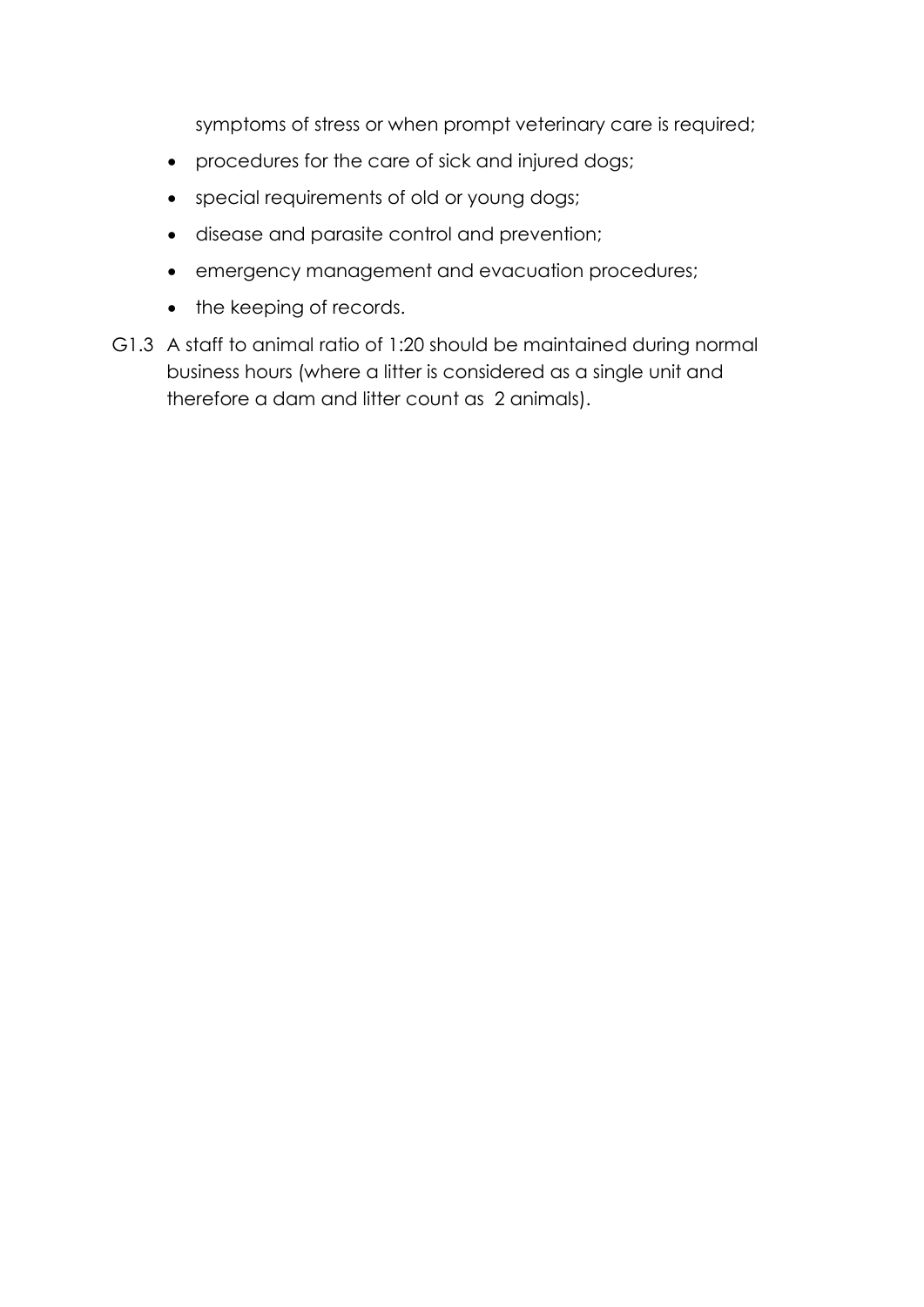symptoms of stress or when prompt veterinary care is required;

- procedures for the care of sick and injured dogs;
- special requirements of old or young dogs;
- disease and parasite control and prevention;
- emergency management and evacuation procedures;
- the keeping of records.

G1.3 A staff to animal ratio of 1:20 should be maintained during normal business hours (where a litter is considered as a single unit and therefore a dam and litter count as 2 animals).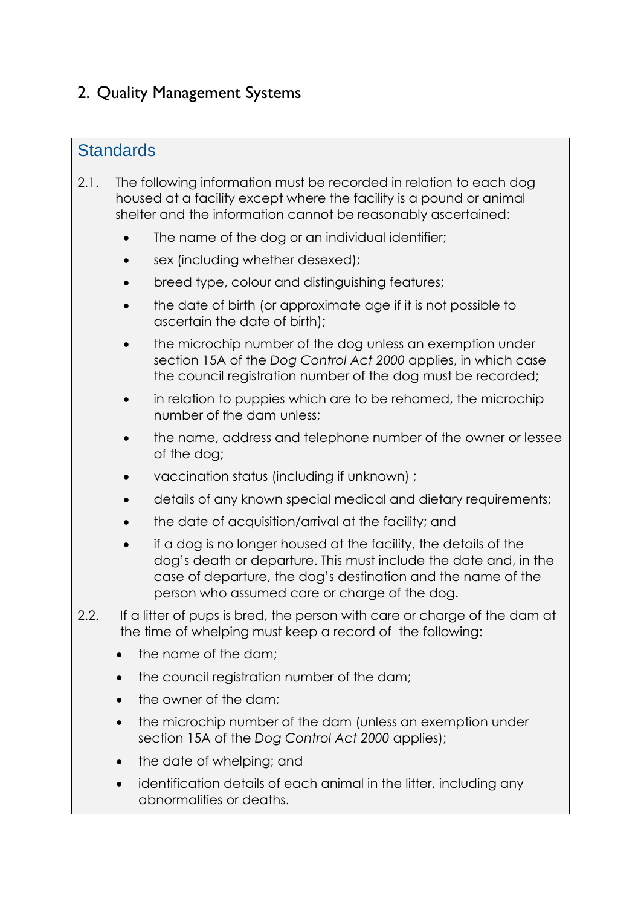## 2. Quality Management Systems

### Standards

2.1. The following information must be recorded in relation to each dog housed at a facility except where the facility is a pound or animal shelter and the information cannot be reasonably ascertained:

- The name of the dog or an individual identifier;
- sex (including whether desexed);
- breed type, colour and distinguishing features;
- the date of birth (or approximate age if it is not possible to ascertain the date of birth);
- the microchip number of the dog unless an exemption under section 15A of the *Dog Control Act 2000* applies, in which case the council registration number of the dog must be recorded;
- in relation to puppies which are to be rehomed, the microchip number of the dam unless;
- the name, address and telephone number of the owner or lessee of the dog;
- vaccination status (including if unknown) ;
- details of any known special medical and dietary requirements;
- the date of acquisition/arrival at the facility; and
- if a dog is no longer housed at the facility, the details of the dog's death or departure. This must include the date and, in the case of departure, the dog's destination and the name of the person who assumed care or charge of the dog.

2.2. If a litter of pups is bred, the person with care or charge of the dam at the time of whelping must keep a record of the following:

- the name of the dam;
- the council registration number of the dam;
- the owner of the dam;
- the microchip number of the dam (unless an exemption under section 15A of the *Dog Control Act 2000* applies);
- the date of whelping; and
- identification details of each animal in the litter, including any abnormalities or deaths.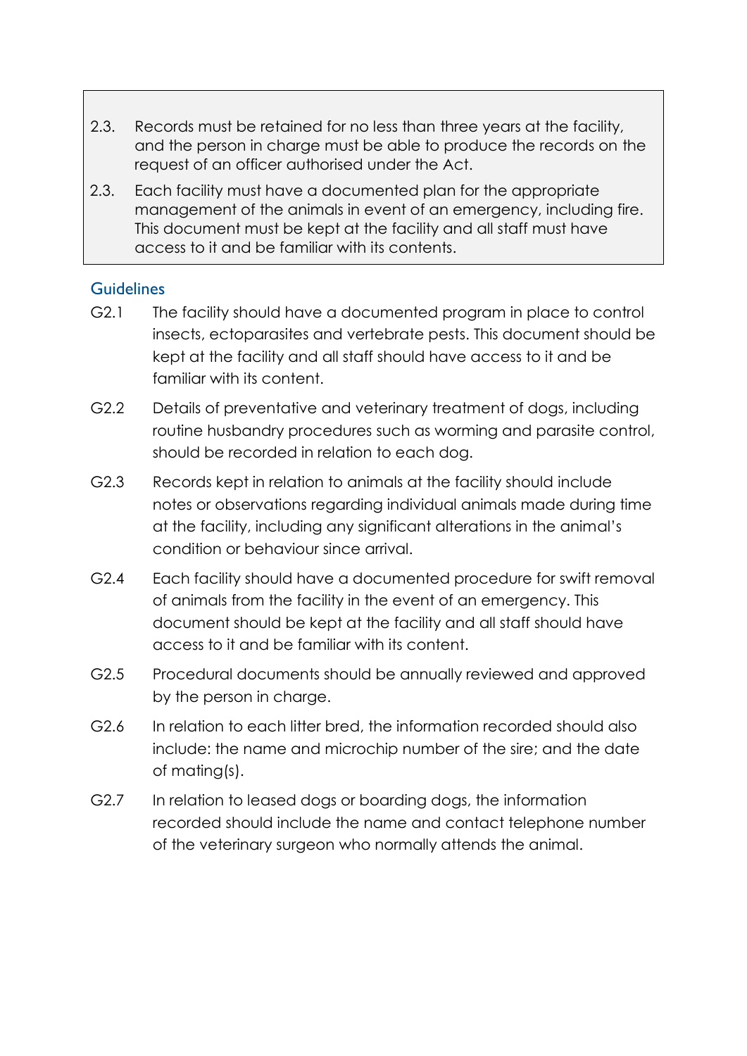2.3. Records must be retained for no less than three years at the facility, and the person in charge must be able to produce the records on the request of an officer authorised under the Act.

2.3. Each facility must have a documented plan for the appropriate management of the animals in event of an emergency, including fire. This document must be kept at the facility and all staff must have access to it and be familiar with its contents.

### Guidelines

G2.1 The facility should have a documented program in place to control insects, ectoparasites and vertebrate pests. This document should be kept at the facility and all staff should have access to it and be familiar with its content.

G2.2 Details of preventative and veterinary treatment of dogs, including routine husbandry procedures such as worming and parasite control, should be recorded in relation to each dog.

G2.3 Records kept in relation to animals at the facility should include notes or observations regarding individual animals made during time at the facility, including any significant alterations in the animal's condition or behaviour since arrival.

G2.4 Each facility should have a documented procedure for swift removal of animals from the facility in the event of an emergency. This document should be kept at the facility and all staff should have access to it and be familiar with its content.

G2.5 Procedural documents should be annually reviewed and approved by the person in charge.

G2.6 In relation to each litter bred, the information recorded should also include: the name and microchip number of the sire; and the date of mating(s).

G2.7 In relation to leased dogs or boarding dogs, the information recorded should include the name and contact telephone number of the veterinary surgeon who normally attends the animal.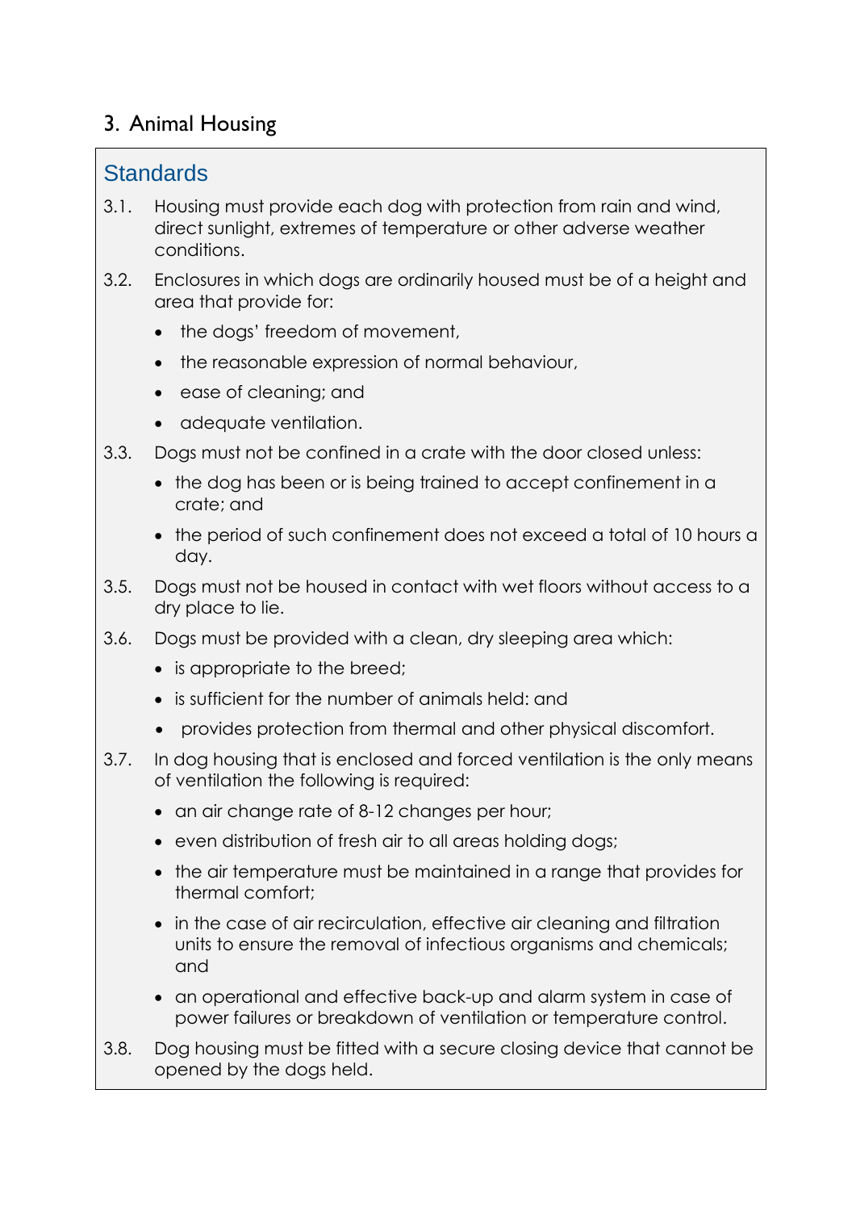## 3. Animal Housing

### Standards

3.1. Housing must provide each dog with protection from rain and wind, direct sunlight, extremes of temperature or other adverse weather conditions.

3.2. Enclosures in which dogs are ordinarily housed must be of a height and area that provide for:

- the dogs' freedom of movement,
- the reasonable expression of normal behaviour,
- ease of cleaning; and
- adequate ventilation.

3.3. Dogs must not be confined in a crate with the door closed unless:

- the dog has been or is being trained to accept confinement in a crate; and
- the period of such confinement does not exceed a total of 10 hours a day.

3.5. Dogs must not be housed in contact with wet floors without access to a dry place to lie.

3.6. Dogs must be provided with a clean, dry sleeping area which:

- is appropriate to the breed;
- is sufficient for the number of animals held: and
- provides protection from thermal and other physical discomfort.

3.7. In dog housing that is enclosed and forced ventilation is the only means of ventilation the following is required:

- an air change rate of 8-12 changes per hour;
- even distribution of fresh air to all areas holding dogs;
- the air temperature must be maintained in a range that provides for thermal comfort;
- in the case of air recirculation, effective air cleaning and filtration units to ensure the removal of infectious organisms and chemicals; and
- an operational and effective back-up and alarm system in case of power failures or breakdown of ventilation or temperature control.

3.8. Dog housing must be fitted with a secure closing device that cannot be opened by the dogs held.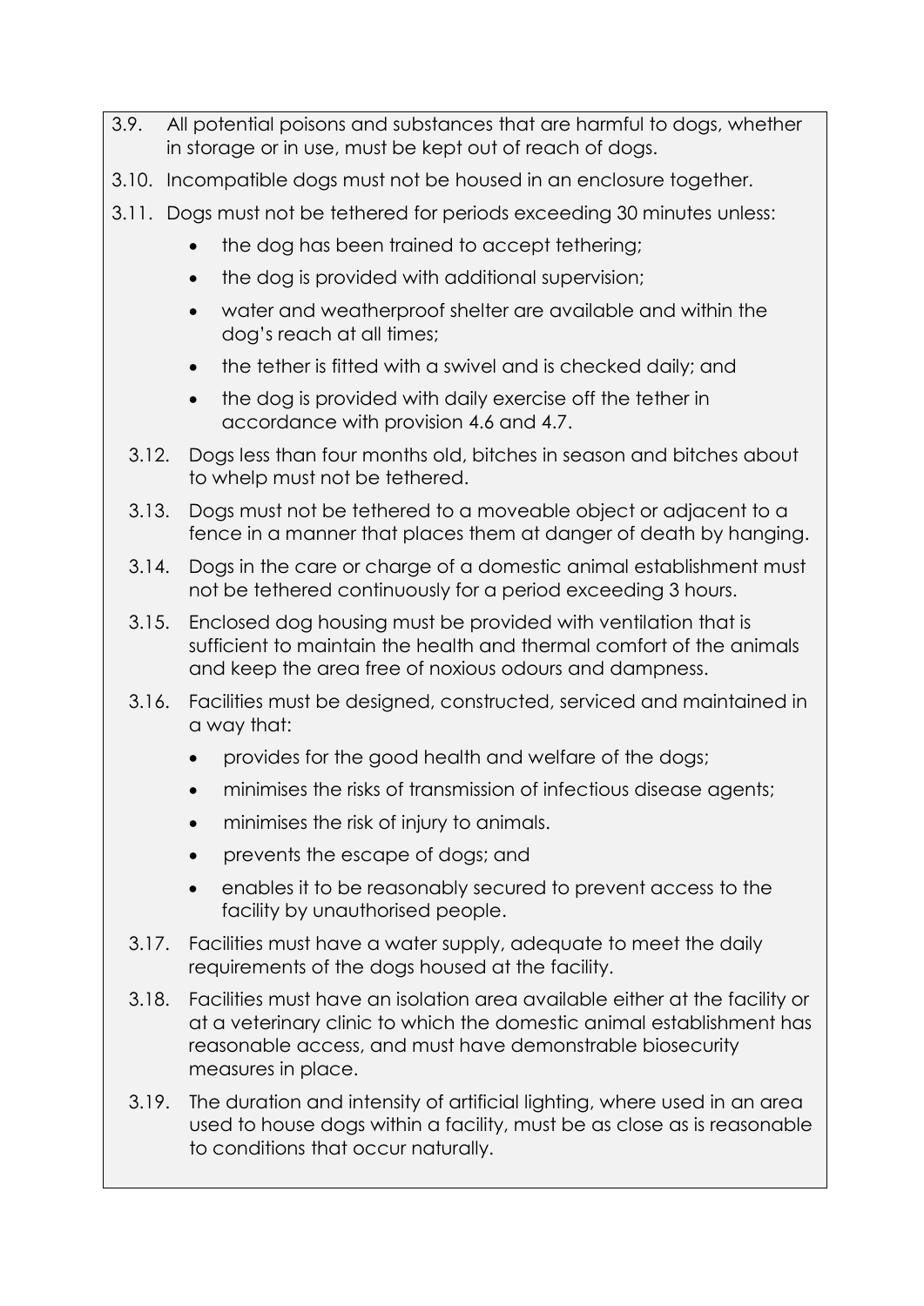3.9. All potential poisons and substances that are harmful to dogs, whether in storage or in use, must be kept out of reach of dogs.

3.10. Incompatible dogs must not be housed in an enclosure together.

3.11. Dogs must not be tethered for periods exceeding 30 minutes unless:

- the dog has been trained to accept tethering;
- the dog is provided with additional supervision;
- water and weatherproof shelter are available and within the dog's reach at all times;
- the tether is fitted with a swivel and is checked daily; and
- the dog is provided with daily exercise off the tether in accordance with provision 4.6 and 4.7.

3.12. Dogs less than four months old, bitches in season and bitches about to whelp must not be tethered.

3.13. Dogs must not be tethered to a moveable object or adjacent to a fence in a manner that places them at danger of death by hanging.

3.14. Dogs in the care or charge of a domestic animal establishment must not be tethered continuously for a period exceeding 3 hours.

3.15. Enclosed dog housing must be provided with ventilation that is sufficient to maintain the health and thermal comfort of the animals and keep the area free of noxious odours and dampness.

3.16. Facilities must be designed, constructed, serviced and maintained in a way that:

- provides for the good health and welfare of the dogs;
- minimises the risks of transmission of infectious disease agents;
- minimises the risk of injury to animals.
- prevents the escape of dogs; and
- enables it to be reasonably secured to prevent access to the facility by unauthorised people.

3.17. Facilities must have a water supply, adequate to meet the daily requirements of the dogs housed at the facility.

3.18. Facilities must have an isolation area available either at the facility or at a veterinary clinic to which the domestic animal establishment has reasonable access, and must have demonstrable biosecurity measures in place.

3.19. The duration and intensity of artificial lighting, where used in an area used to house dogs within a facility, must be as close as is reasonable to conditions that occur naturally.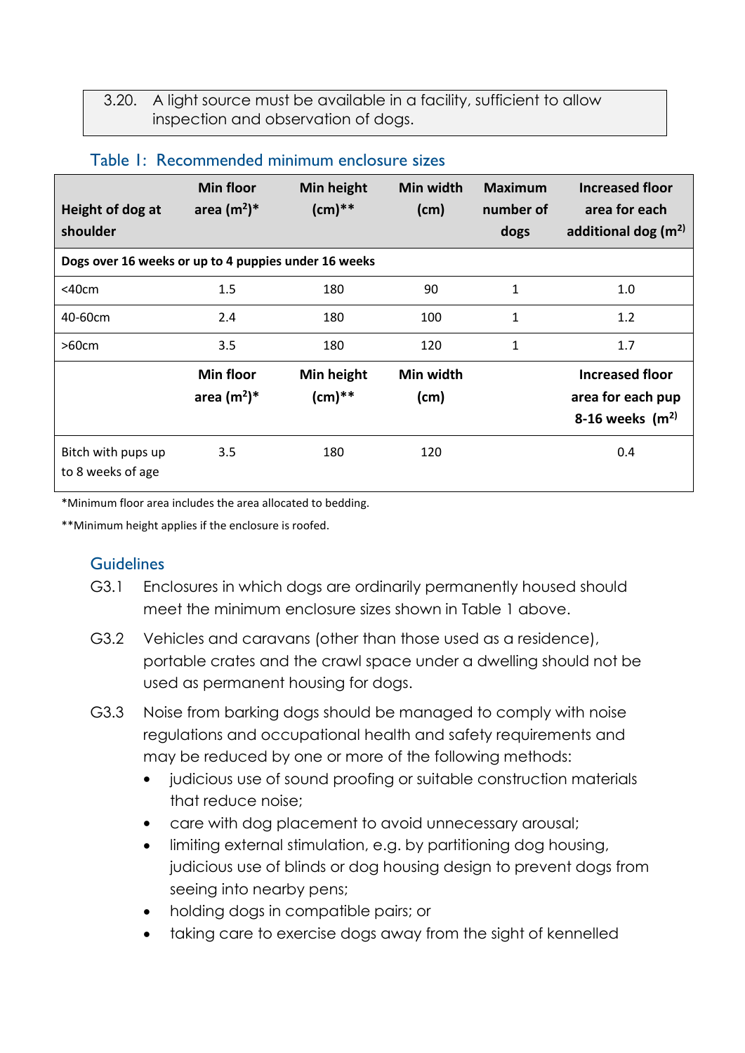3.20. A light source must be available in a facility, sufficient to allow inspection and observation of dogs.

### Table 1: Recommended minimum enclosure sizes

| Height of dog at shoulder | Min floor area ($m^2$)* | Min height (cm)** | Min width (cm) | Maximum number of dogs | Increased floor area for each additional dog ($m^2$) |
|---|---|---|---|---|---|
| **Dogs over 16 weeks or up to 4 puppies under 16 weeks** | | | | | |
| <40cm | 1.5 | 180 | 90 | 1 | 1.0 |
| 40-60cm | 2.4 | 180 | 100 | 1 | 1.2 |
| >60cm | 3.5 | 180 | 120 | 1 | 1.7 |
| | **Min floor area ($m^2$)*** | **Min height (cm)**** | **Min width (cm)** | | **Increased floor area for each pup 8-16 weeks ($m^2$)** |
| Bitch with pups up to 8 weeks of age | 3.5 | 180 | 120 | | 0.4 |

*Minimum floor area includes the area allocated to bedding.

**Minimum height applies if the enclosure is roofed.

## Guidelines

G3.1 Enclosures in which dogs are ordinarily permanently housed should meet the minimum enclosure sizes shown in Table 1 above.

G3.2 Vehicles and caravans (other than those used as a residence), portable crates and the crawl space under a dwelling should not be used as permanent housing for dogs.

G3.3 Noise from barking dogs should be managed to comply with noise regulations and occupational health and safety requirements and may be reduced by one or more of the following methods:

- judicious use of sound proofing or suitable construction materials that reduce noise;
- care with dog placement to avoid unnecessary arousal;
- limiting external stimulation, e.g. by partitioning dog housing, judicious use of blinds or dog housing design to prevent dogs from seeing into nearby pens;
- holding dogs in compatible pairs; or
- taking care to exercise dogs away from the sight of kennelled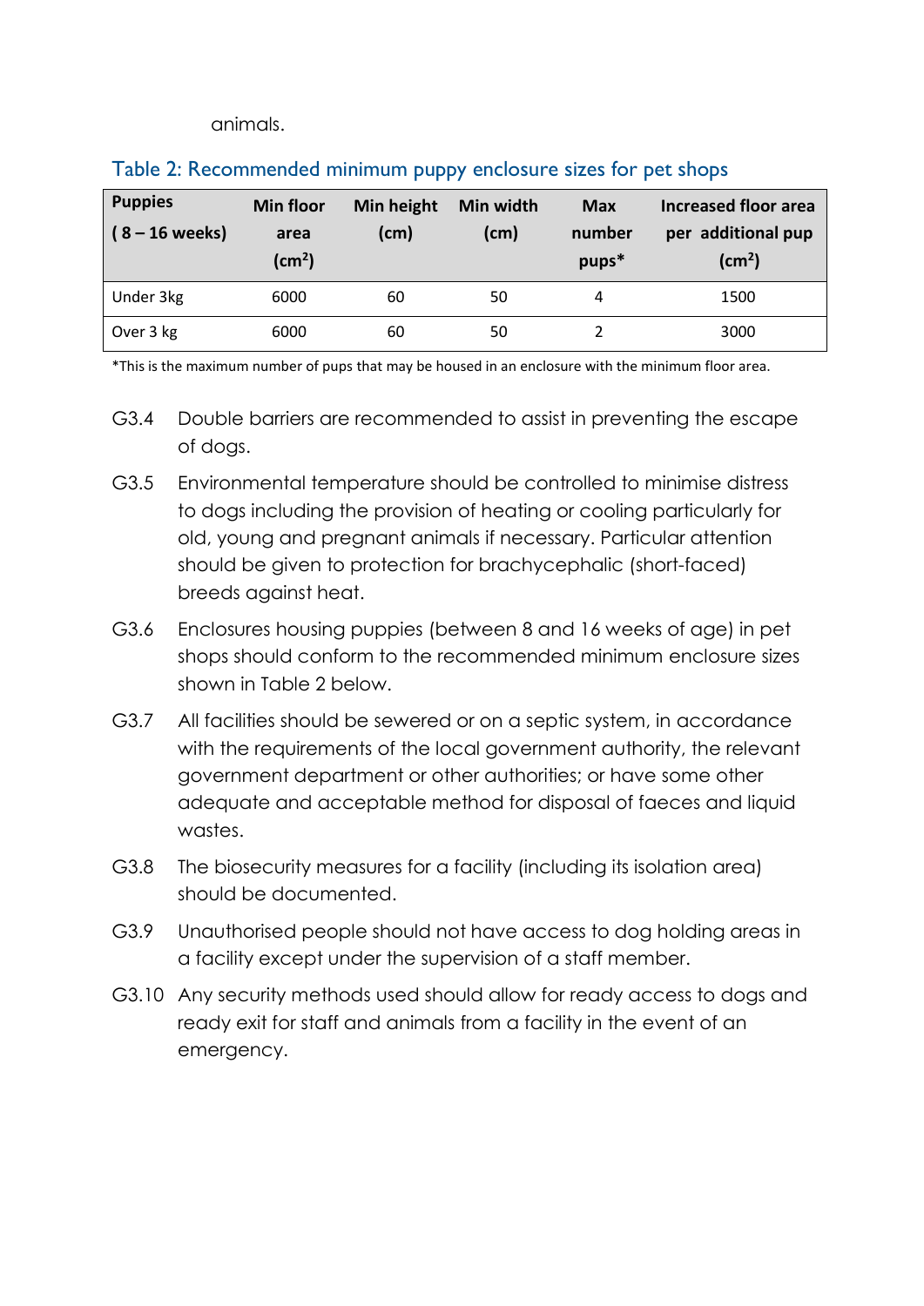animals.

Table 2: Recommended minimum puppy enclosure sizes for pet shops

| Puppies (8 – 16 weeks) | Min floor area ($cm^2$) | Min height (cm) | Min width (cm) | Max number pups* | Increased floor area per additional pup ($cm^2$) |
|---|---|---|---|---|---|
| Under 3kg | 6000 | 60 | 50 | 4 | 1500 |
| Over 3 kg | 6000 | 60 | 50 | 2 | 3000 |

*This is the maximum number of pups that may be housed in an enclosure with the minimum floor area.

G3.4 Double barriers are recommended to assist in preventing the escape of dogs.

G3.5 Environmental temperature should be controlled to minimise distress to dogs including the provision of heating or cooling particularly for old, young and pregnant animals if necessary. Particular attention should be given to protection for brachycephalic (short-faced) breeds against heat.

G3.6 Enclosures housing puppies (between 8 and 16 weeks of age) in pet shops should conform to the recommended minimum enclosure sizes shown in Table 2 below.

G3.7 All facilities should be sewered or on a septic system, in accordance with the requirements of the local government authority, the relevant government department or other authorities; or have some other adequate and acceptable method for disposal of faeces and liquid wastes.

G3.8 The biosecurity measures for a facility (including its isolation area) should be documented.

G3.9 Unauthorised people should not have access to dog holding areas in a facility except under the supervision of a staff member.

G3.10 Any security methods used should allow for ready access to dogs and ready exit for staff and animals from a facility in the event of an emergency.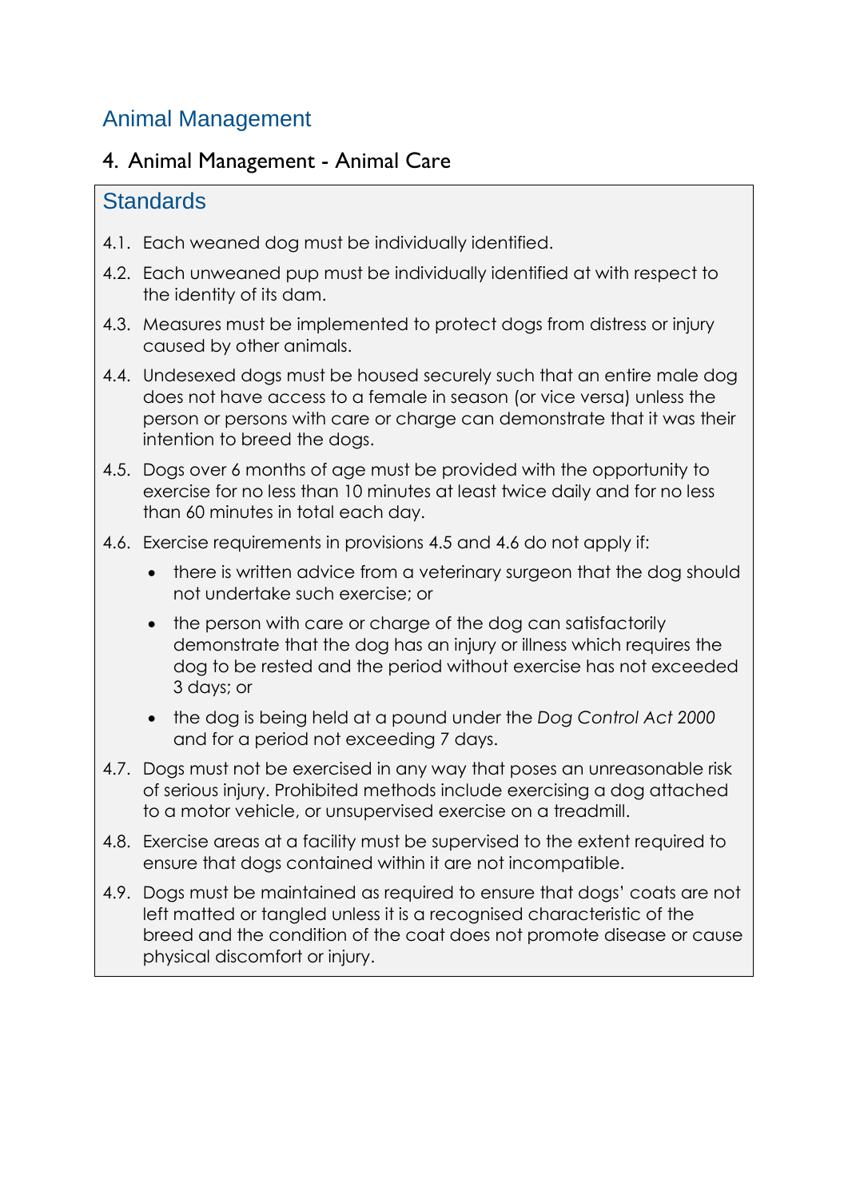## Animal Management

### 4. Animal Management - Animal Care

#### Standards

4.1. Each weaned dog must be individually identified.

4.2. Each unweaned pup must be individually identified at with respect to the identity of its dam.

4.3. Measures must be implemented to protect dogs from distress or injury caused by other animals.

4.4. Undesexed dogs must be housed securely such that an entire male dog does not have access to a female in season (or vice versa) unless the person or persons with care or charge can demonstrate that it was their intention to breed the dogs.

4.5. Dogs over 6 months of age must be provided with the opportunity to exercise for no less than 10 minutes at least twice daily and for no less than 60 minutes in total each day.

4.6. Exercise requirements in provisions 4.5 and 4.6 do not apply if:

- there is written advice from a veterinary surgeon that the dog should not undertake such exercise; or
- the person with care or charge of the dog can satisfactorily demonstrate that the dog has an injury or illness which requires the dog to be rested and the period without exercise has not exceeded 3 days; or
- the dog is being held at a pound under the *Dog Control Act 2000* and for a period not exceeding 7 days.

4.7. Dogs must not be exercised in any way that poses an unreasonable risk of serious injury. Prohibited methods include exercising a dog attached to a motor vehicle, or unsupervised exercise on a treadmill.

4.8. Exercise areas at a facility must be supervised to the extent required to ensure that dogs contained within it are not incompatible.

4.9. Dogs must be maintained as required to ensure that dogs' coats are not left matted or tangled unless it is a recognised characteristic of the breed and the condition of the coat does not promote disease or cause physical discomfort or injury.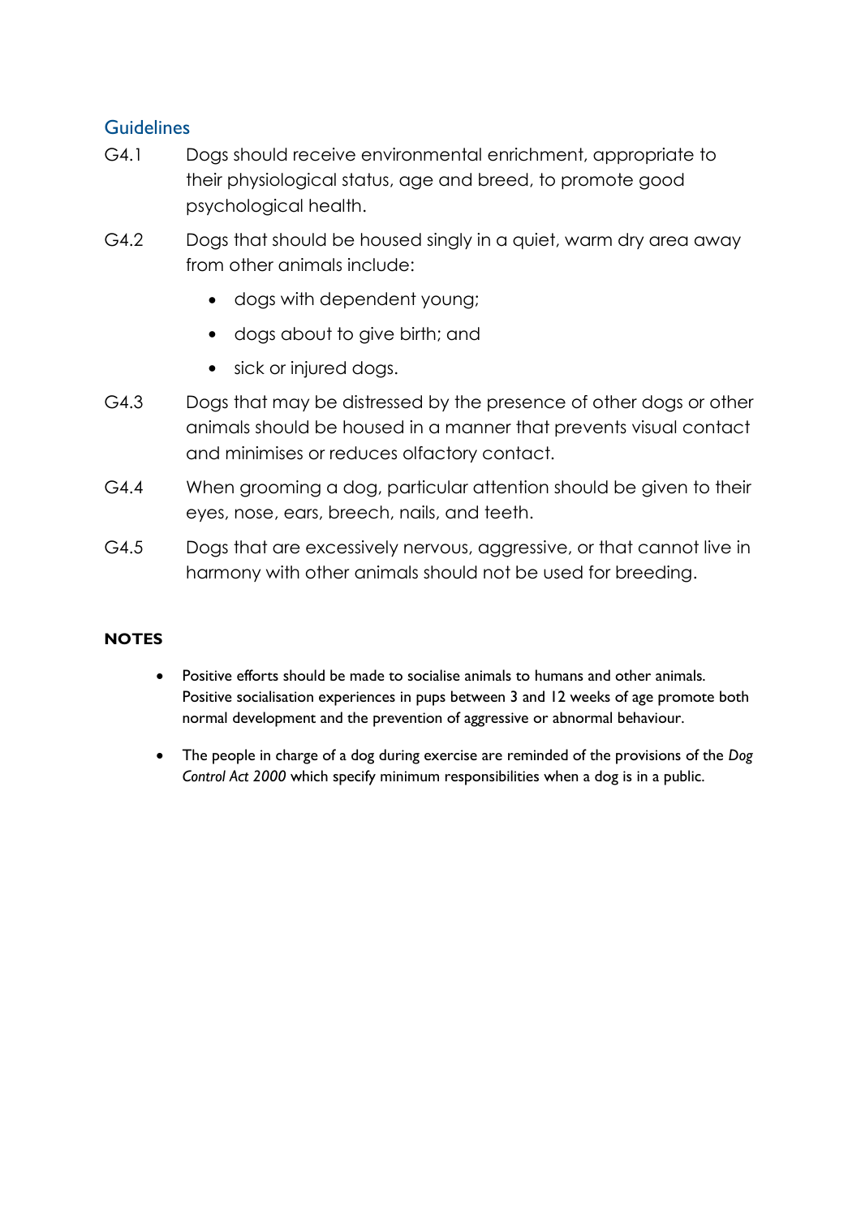## Guidelines

G4.1 Dogs should receive environmental enrichment, appropriate to their physiological status, age and breed, to promote good psychological health.

G4.2 Dogs that should be housed singly in a quiet, warm dry area away from other animals include:

- dogs with dependent young;
- dogs about to give birth; and
- sick or injured dogs.

G4.3 Dogs that may be distressed by the presence of other dogs or other animals should be housed in a manner that prevents visual contact and minimises or reduces olfactory contact.

G4.4 When grooming a dog, particular attention should be given to their eyes, nose, ears, breech, nails, and teeth.

G4.5 Dogs that are excessively nervous, aggressive, or that cannot live in harmony with other animals should not be used for breeding.

**NOTES**

- Positive efforts should be made to socialise animals to humans and other animals. Positive socialisation experiences in pups between 3 and 12 weeks of age promote both normal development and the prevention of aggressive or abnormal behaviour.
- The people in charge of a dog during exercise are reminded of the provisions of the *Dog Control Act 2000* which specify minimum responsibilities when a dog is in a public.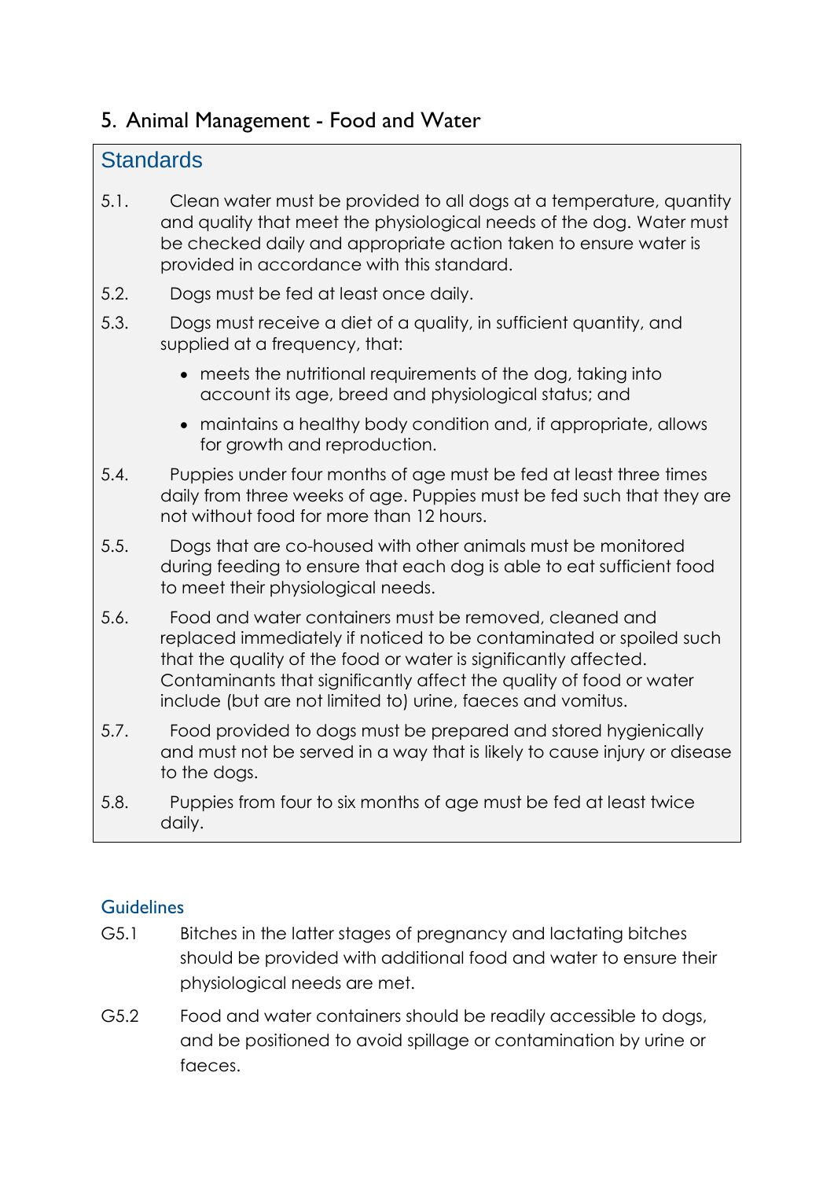## 5. Animal Management - Food and Water

### Standards

5.1. Clean water must be provided to all dogs at a temperature, quantity and quality that meet the physiological needs of the dog. Water must be checked daily and appropriate action taken to ensure water is provided in accordance with this standard.

5.2. Dogs must be fed at least once daily.

5.3. Dogs must receive a diet of a quality, in sufficient quantity, and supplied at a frequency, that:

- meets the nutritional requirements of the dog, taking into account its age, breed and physiological status; and
- maintains a healthy body condition and, if appropriate, allows for growth and reproduction.

5.4. Puppies under four months of age must be fed at least three times daily from three weeks of age. Puppies must be fed such that they are not without food for more than 12 hours.

5.5. Dogs that are co-housed with other animals must be monitored during feeding to ensure that each dog is able to eat sufficient food to meet their physiological needs.

5.6. Food and water containers must be removed, cleaned and replaced immediately if noticed to be contaminated or spoiled such that the quality of the food or water is significantly affected. Contaminants that significantly affect the quality of food or water include (but are not limited to) urine, faeces and vomitus.

5.7. Food provided to dogs must be prepared and stored hygienically and must not be served in a way that is likely to cause injury or disease to the dogs.

5.8. Puppies from four to six months of age must be fed at least twice daily.

### Guidelines

G5.1 Bitches in the latter stages of pregnancy and lactating bitches should be provided with additional food and water to ensure their physiological needs are met.

G5.2 Food and water containers should be readily accessible to dogs, and be positioned to avoid spillage or contamination by urine or faeces.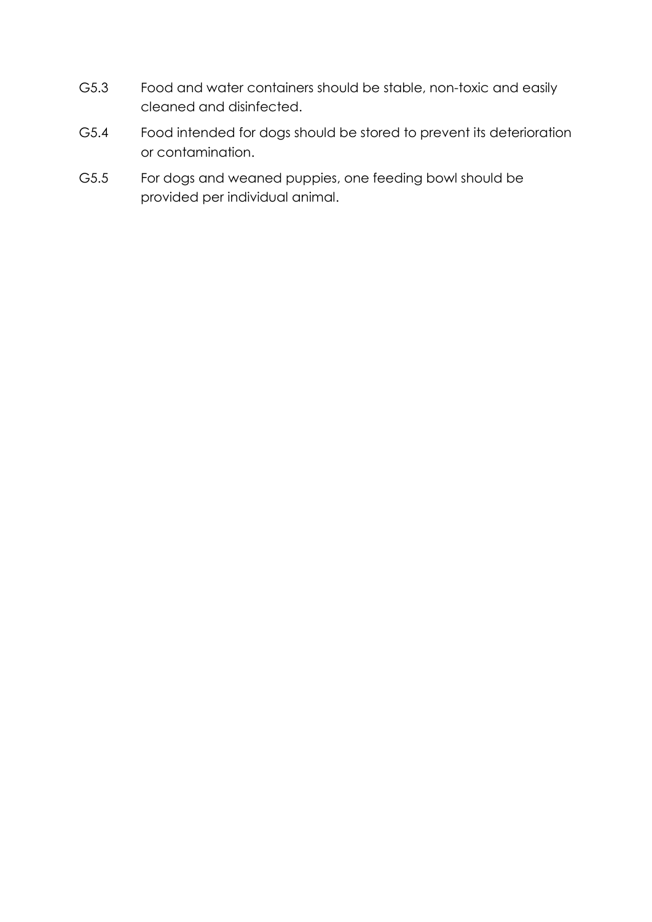G5.3 Food and water containers should be stable, non-toxic and easily cleaned and disinfected.

G5.4 Food intended for dogs should be stored to prevent its deterioration or contamination.

G5.5 For dogs and weaned puppies, one feeding bowl should be provided per individual animal.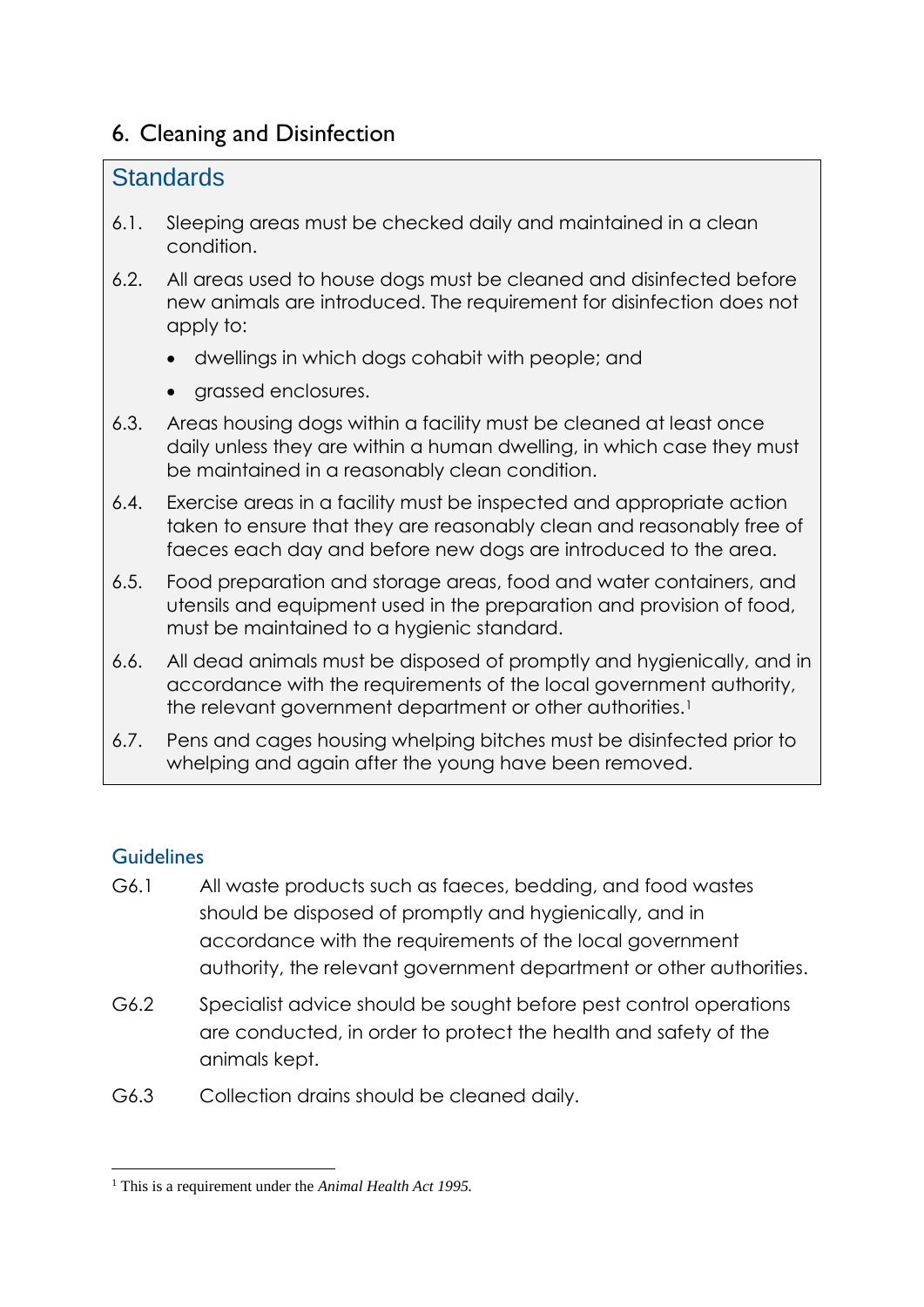## 6. Cleaning and Disinfection

### Standards

6.1. Sleeping areas must be checked daily and maintained in a clean condition.

6.2. All areas used to house dogs must be cleaned and disinfected before new animals are introduced. The requirement for disinfection does not apply to:

- dwellings in which dogs cohabit with people; and
- grassed enclosures.

6.3. Areas housing dogs within a facility must be cleaned at least once daily unless they are within a human dwelling, in which case they must be maintained in a reasonably clean condition.

6.4. Exercise areas in a facility must be inspected and appropriate action taken to ensure that they are reasonably clean and reasonably free of faeces each day and before new dogs are introduced to the area.

6.5. Food preparation and storage areas, food and water containers, and utensils and equipment used in the preparation and provision of food, must be maintained to a hygienic standard.

6.6. All dead animals must be disposed of promptly and hygienically, and in accordance with the requirements of the local government authority, the relevant government department or other authorities.[1]

6.7. Pens and cages housing whelping bitches must be disinfected prior to whelping and again after the young have been removed.

### Guidelines

G6.1 All waste products such as faeces, bedding, and food wastes should be disposed of promptly and hygienically, and in accordance with the requirements of the local government authority, the relevant government department or other authorities.

G6.2 Specialist advice should be sought before pest control operations are conducted, in order to protect the health and safety of the animals kept.

G6.3 Collection drains should be cleaned daily.

---

[1] This is a requirement under the *Animal Health Act 1995.*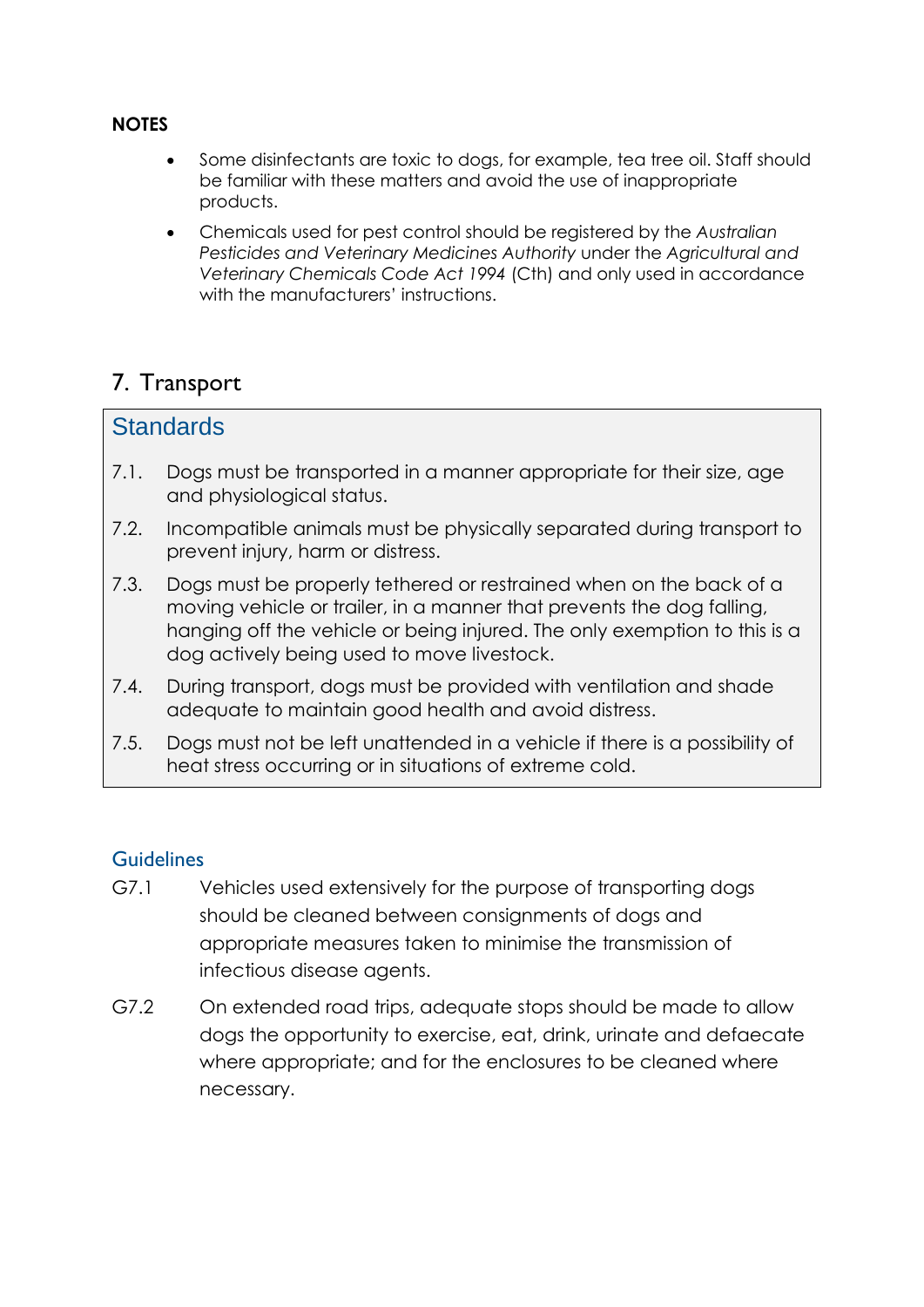**NOTES**

- Some disinfectants are toxic to dogs, for example, tea tree oil. Staff should be familiar with these matters and avoid the use of inappropriate products.
- Chemicals used for pest control should be registered by the *Australian Pesticides and Veterinary Medicines Authority* under the *Agricultural and Veterinary Chemicals Code Act 1994* (Cth) and only used in accordance with the manufacturers' instructions.

## 7. Transport

### Standards

7.1. Dogs must be transported in a manner appropriate for their size, age and physiological status.

7.2. Incompatible animals must be physically separated during transport to prevent injury, harm or distress.

7.3. Dogs must be properly tethered or restrained when on the back of a moving vehicle or trailer, in a manner that prevents the dog falling, hanging off the vehicle or being injured. The only exemption to this is a dog actively being used to move livestock.

7.4. During transport, dogs must be provided with ventilation and shade adequate to maintain good health and avoid distress.

7.5. Dogs must not be left unattended in a vehicle if there is a possibility of heat stress occurring or in situations of extreme cold.

### Guidelines

G7.1 Vehicles used extensively for the purpose of transporting dogs should be cleaned between consignments of dogs and appropriate measures taken to minimise the transmission of infectious disease agents.

G7.2 On extended road trips, adequate stops should be made to allow dogs the opportunity to exercise, eat, drink, urinate and defaecate where appropriate; and for the enclosures to be cleaned where necessary.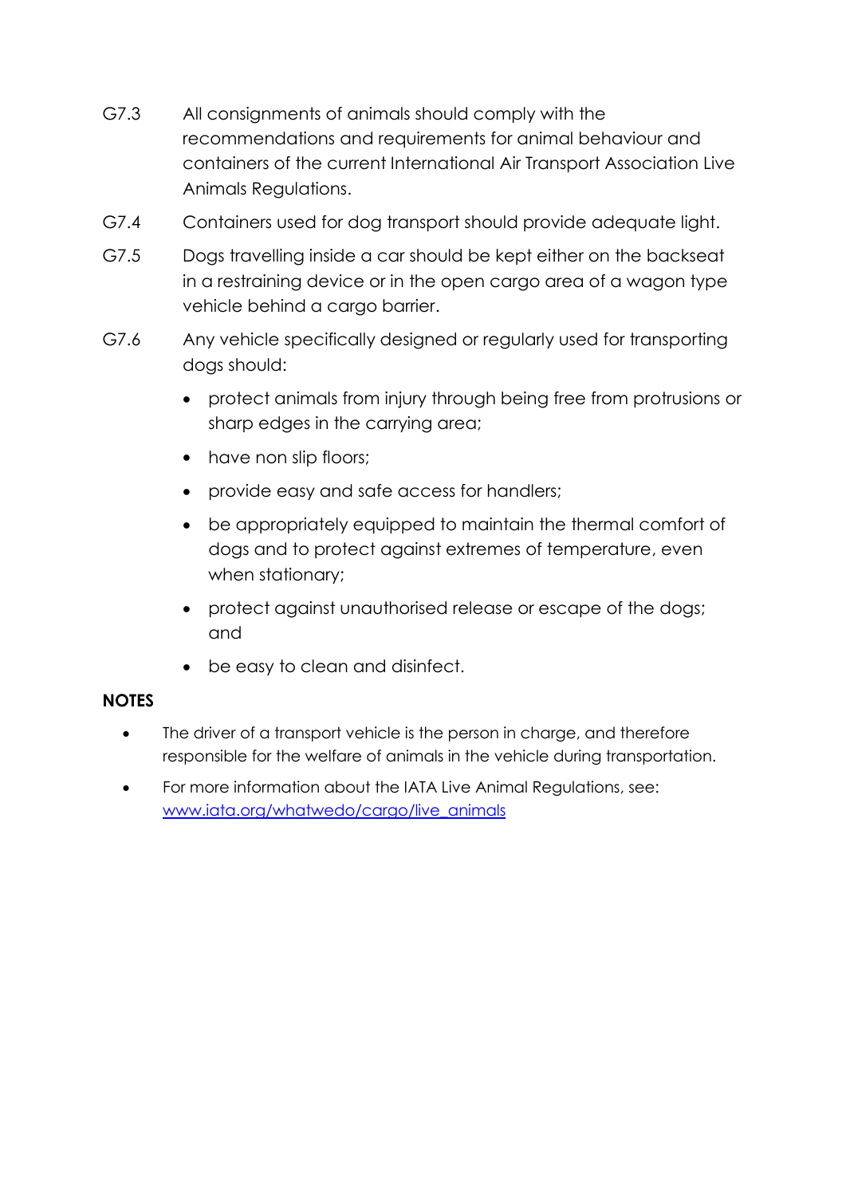G7.3 All consignments of animals should comply with the recommendations and requirements for animal behaviour and containers of the current International Air Transport Association Live Animals Regulations.

G7.4 Containers used for dog transport should provide adequate light.

G7.5 Dogs travelling inside a car should be kept either on the backseat in a restraining device or in the open cargo area of a wagon type vehicle behind a cargo barrier.

G7.6 Any vehicle specifically designed or regularly used for transporting dogs should:

- protect animals from injury through being free from protrusions or sharp edges in the carrying area;
- have non slip floors;
- provide easy and safe access for handlers;
- be appropriately equipped to maintain the thermal comfort of dogs and to protect against extremes of temperature, even when stationary;
- protect against unauthorised release or escape of the dogs; and
- be easy to clean and disinfect.

**NOTES**

- The driver of a transport vehicle is the person in charge, and therefore responsible for the welfare of animals in the vehicle during transportation.
- For more information about the IATA Live Animal Regulations, see: [www.iata.org/whatwedo/cargo/live_animals](www.iata.org/whatwedo/cargo/live_animals)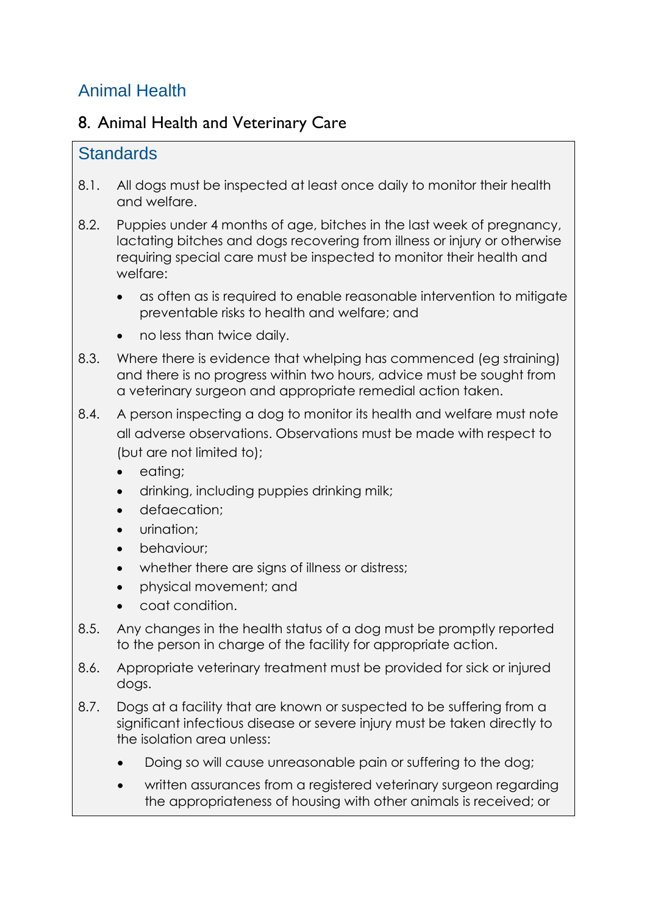## Animal Health

### 8. Animal Health and Veterinary Care

#### Standards

8.1. All dogs must be inspected at least once daily to monitor their health and welfare.

8.2. Puppies under 4 months of age, bitches in the last week of pregnancy, lactating bitches and dogs recovering from illness or injury or otherwise requiring special care must be inspected to monitor their health and welfare:

- as often as is required to enable reasonable intervention to mitigate preventable risks to health and welfare; and
- no less than twice daily.

8.3. Where there is evidence that whelping has commenced (eg straining) and there is no progress within two hours, advice must be sought from a veterinary surgeon and appropriate remedial action taken.

8.4. A person inspecting a dog to monitor its health and welfare must note all adverse observations. Observations must be made with respect to (but are not limited to);

- eating;
- drinking, including puppies drinking milk;
- defaecation;
- urination;
- behaviour;
- whether there are signs of illness or distress;
- physical movement; and
- coat condition.

8.5. Any changes in the health status of a dog must be promptly reported to the person in charge of the facility for appropriate action.

8.6. Appropriate veterinary treatment must be provided for sick or injured dogs.

8.7. Dogs at a facility that are known or suspected to be suffering from a significant infectious disease or severe injury must be taken directly to the isolation area unless:

- Doing so will cause unreasonable pain or suffering to the dog;
- written assurances from a registered veterinary surgeon regarding the appropriateness of housing with other animals is received; or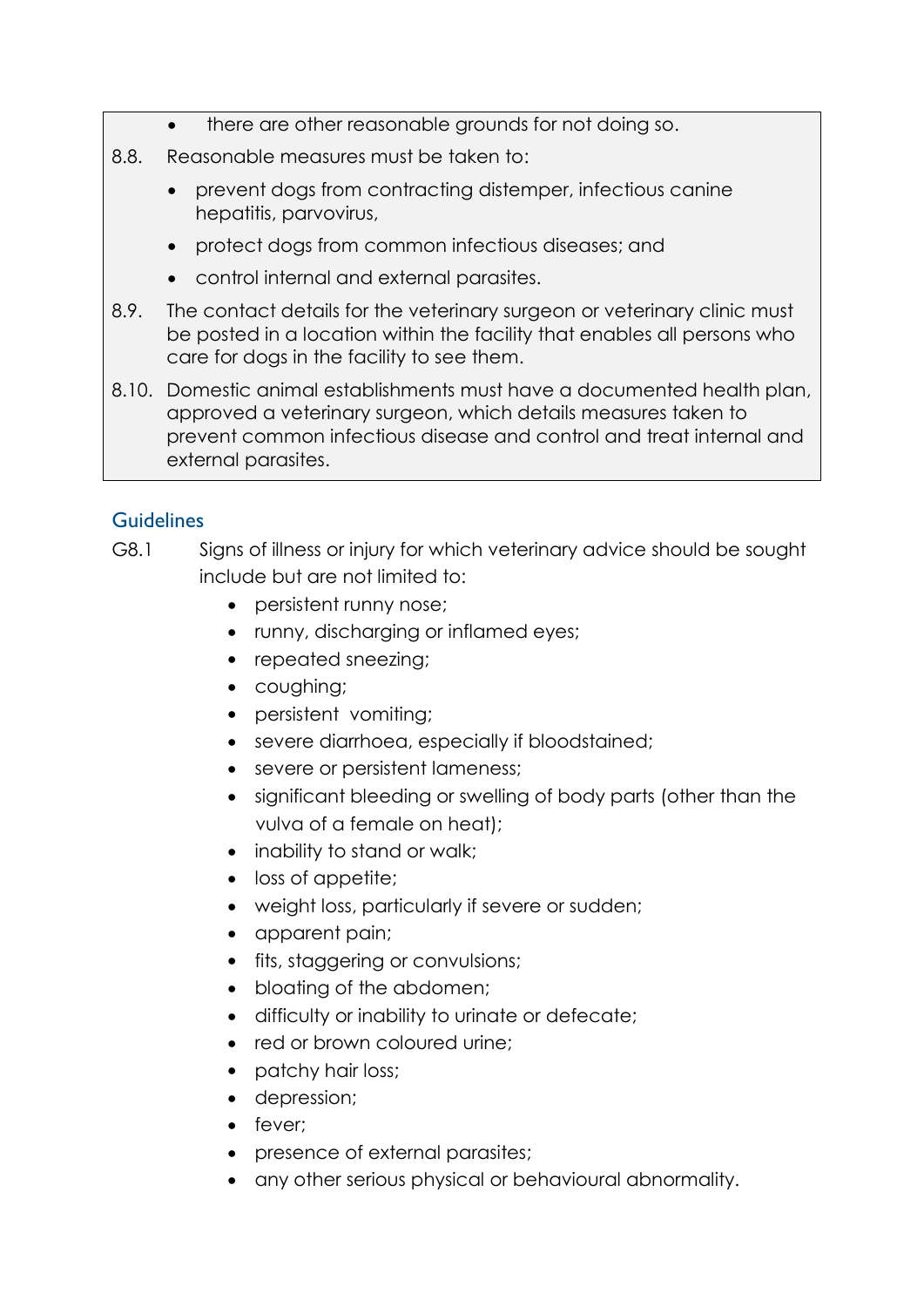- there are other reasonable grounds for not doing so.

8.8. Reasonable measures must be taken to:

- prevent dogs from contracting distemper, infectious canine hepatitis, parvovirus,
- protect dogs from common infectious diseases; and
- control internal and external parasites.

8.9. The contact details for the veterinary surgeon or veterinary clinic must be posted in a location within the facility that enables all persons who care for dogs in the facility to see them.

8.10. Domestic animal establishments must have a documented health plan, approved a veterinary surgeon, which details measures taken to prevent common infectious disease and control and treat internal and external parasites.

## Guidelines

G8.1 Signs of illness or injury for which veterinary advice should be sought include but are not limited to:

- persistent runny nose;
- runny, discharging or inflamed eyes;
- repeated sneezing;
- coughing;
- persistent vomiting;
- severe diarrhoea, especially if bloodstained;
- severe or persistent lameness;
- significant bleeding or swelling of body parts (other than the vulva of a female on heat);
- inability to stand or walk;
- loss of appetite;
- weight loss, particularly if severe or sudden;
- apparent pain;
- fits, staggering or convulsions;
- bloating of the abdomen;
- difficulty or inability to urinate or defecate;
- red or brown coloured urine;
- patchy hair loss;
- depression;
- fever;
- presence of external parasites;
- any other serious physical or behavioural abnormality.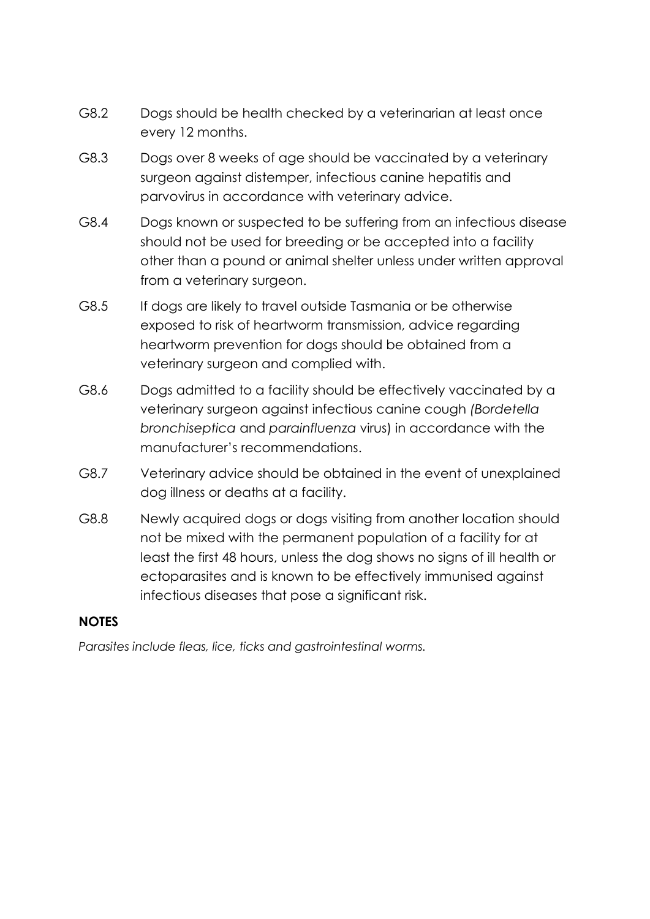G8.2 Dogs should be health checked by a veterinarian at least once every 12 months.

G8.3 Dogs over 8 weeks of age should be vaccinated by a veterinary surgeon against distemper, infectious canine hepatitis and parvovirus in accordance with veterinary advice.

G8.4 Dogs known or suspected to be suffering from an infectious disease should not be used for breeding or be accepted into a facility other than a pound or animal shelter unless under written approval from a veterinary surgeon.

G8.5 If dogs are likely to travel outside Tasmania or be otherwise exposed to risk of heartworm transmission, advice regarding heartworm prevention for dogs should be obtained from a veterinary surgeon and complied with.

G8.6 Dogs admitted to a facility should be effectively vaccinated by a veterinary surgeon against infectious canine cough *(Bordetella bronchiseptica* and *parainfluenza* virus) in accordance with the manufacturer's recommendations.

G8.7 Veterinary advice should be obtained in the event of unexplained dog illness or deaths at a facility.

G8.8 Newly acquired dogs or dogs visiting from another location should not be mixed with the permanent population of a facility for at least the first 48 hours, unless the dog shows no signs of ill health or ectoparasites and is known to be effectively immunised against infectious diseases that pose a significant risk.

**NOTES**

*Parasites include fleas, lice, ticks and gastrointestinal worms.*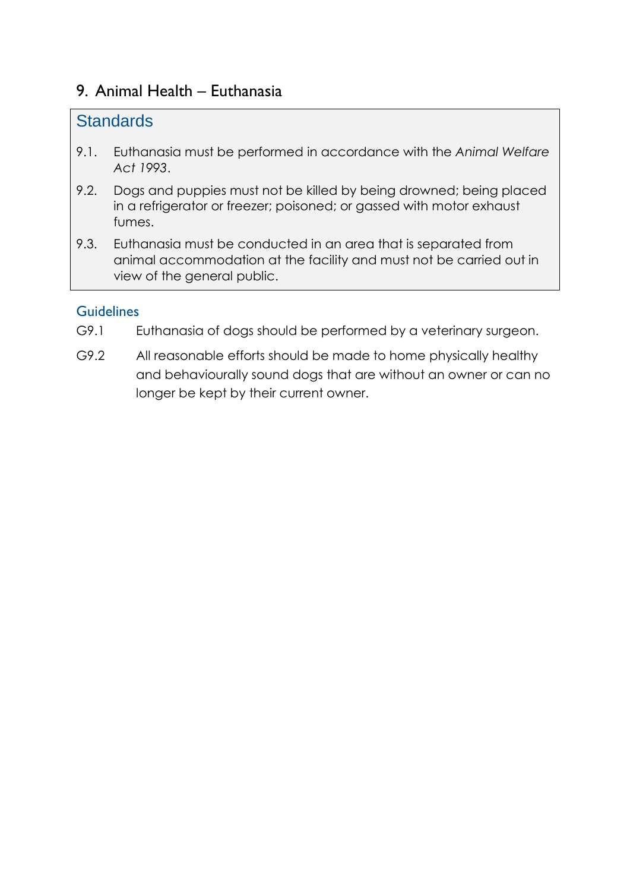## 9. Animal Health – Euthanasia

### Standards

9.1. Euthanasia must be performed in accordance with the *Animal Welfare Act 1993*.

9.2. Dogs and puppies must not be killed by being drowned; being placed in a refrigerator or freezer; poisoned; or gassed with motor exhaust fumes.

9.3. Euthanasia must be conducted in an area that is separated from animal accommodation at the facility and must not be carried out in view of the general public.

### Guidelines

G9.1 Euthanasia of dogs should be performed by a veterinary surgeon.

G9.2 All reasonable efforts should be made to home physically healthy and behaviourally sound dogs that are without an owner or can no longer be kept by their current owner.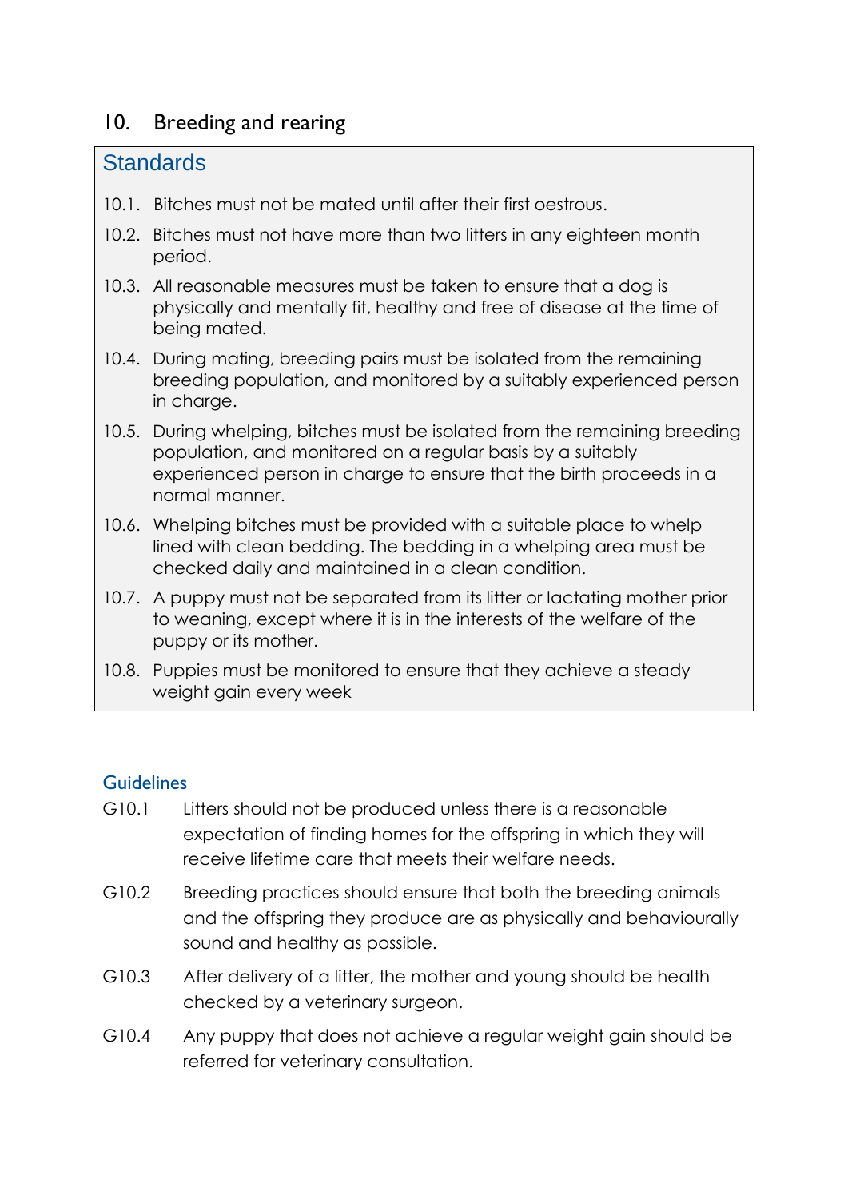## 10. Breeding and rearing

### Standards

10.1. Bitches must not be mated until after their first oestrous.

10.2. Bitches must not have more than two litters in any eighteen month period.

10.3. All reasonable measures must be taken to ensure that a dog is physically and mentally fit, healthy and free of disease at the time of being mated.

10.4. During mating, breeding pairs must be isolated from the remaining breeding population, and monitored by a suitably experienced person in charge.

10.5. During whelping, bitches must be isolated from the remaining breeding population, and monitored on a regular basis by a suitably experienced person in charge to ensure that the birth proceeds in a normal manner.

10.6. Whelping bitches must be provided with a suitable place to whelp lined with clean bedding. The bedding in a whelping area must be checked daily and maintained in a clean condition.

10.7. A puppy must not be separated from its litter or lactating mother prior to weaning, except where it is in the interests of the welfare of the puppy or its mother.

10.8. Puppies must be monitored to ensure that they achieve a steady weight gain every week

### Guidelines

G10.1 Litters should not be produced unless there is a reasonable expectation of finding homes for the offspring in which they will receive lifetime care that meets their welfare needs.

G10.2 Breeding practices should ensure that both the breeding animals and the offspring they produce are as physically and behaviourally sound and healthy as possible.

G10.3 After delivery of a litter, the mother and young should be health checked by a veterinary surgeon.

G10.4 Any puppy that does not achieve a regular weight gain should be referred for veterinary consultation.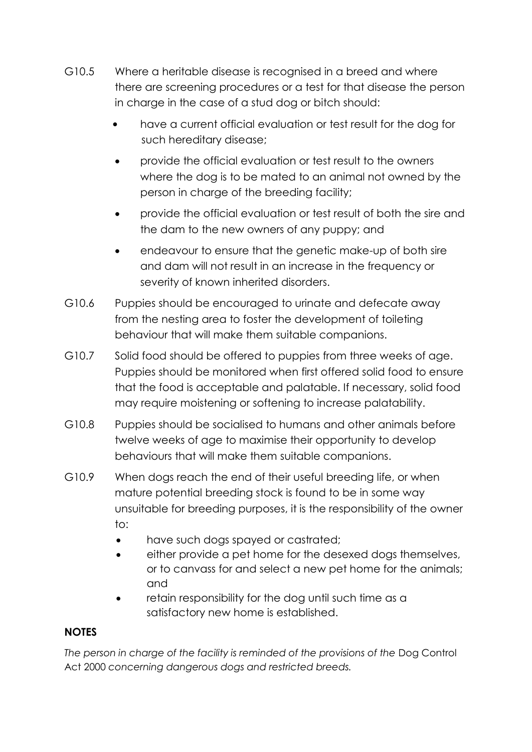G10.5 Where a heritable disease is recognised in a breed and where there are screening procedures or a test for that disease the person in charge in the case of a stud dog or bitch should:

- have a current official evaluation or test result for the dog for such hereditary disease;
- provide the official evaluation or test result to the owners where the dog is to be mated to an animal not owned by the person in charge of the breeding facility;
- provide the official evaluation or test result of both the sire and the dam to the new owners of any puppy; and
- endeavour to ensure that the genetic make-up of both sire and dam will not result in an increase in the frequency or severity of known inherited disorders.

G10.6 Puppies should be encouraged to urinate and defecate away from the nesting area to foster the development of toileting behaviour that will make them suitable companions.

G10.7 Solid food should be offered to puppies from three weeks of age. Puppies should be monitored when first offered solid food to ensure that the food is acceptable and palatable. If necessary, solid food may require moistening or softening to increase palatability.

G10.8 Puppies should be socialised to humans and other animals before twelve weeks of age to maximise their opportunity to develop behaviours that will make them suitable companions.

G10.9 When dogs reach the end of their useful breeding life, or when mature potential breeding stock is found to be in some way unsuitable for breeding purposes, it is the responsibility of the owner to:

- have such dogs spayed or castrated;
- either provide a pet home for the desexed dogs themselves, or to canvass for and select a new pet home for the animals; and
- retain responsibility for the dog until such time as a satisfactory new home is established.

**NOTES**

*The person in charge of the facility is reminded of the provisions of the* Dog Control Act 2000 *concerning dangerous dogs and restricted breeds.*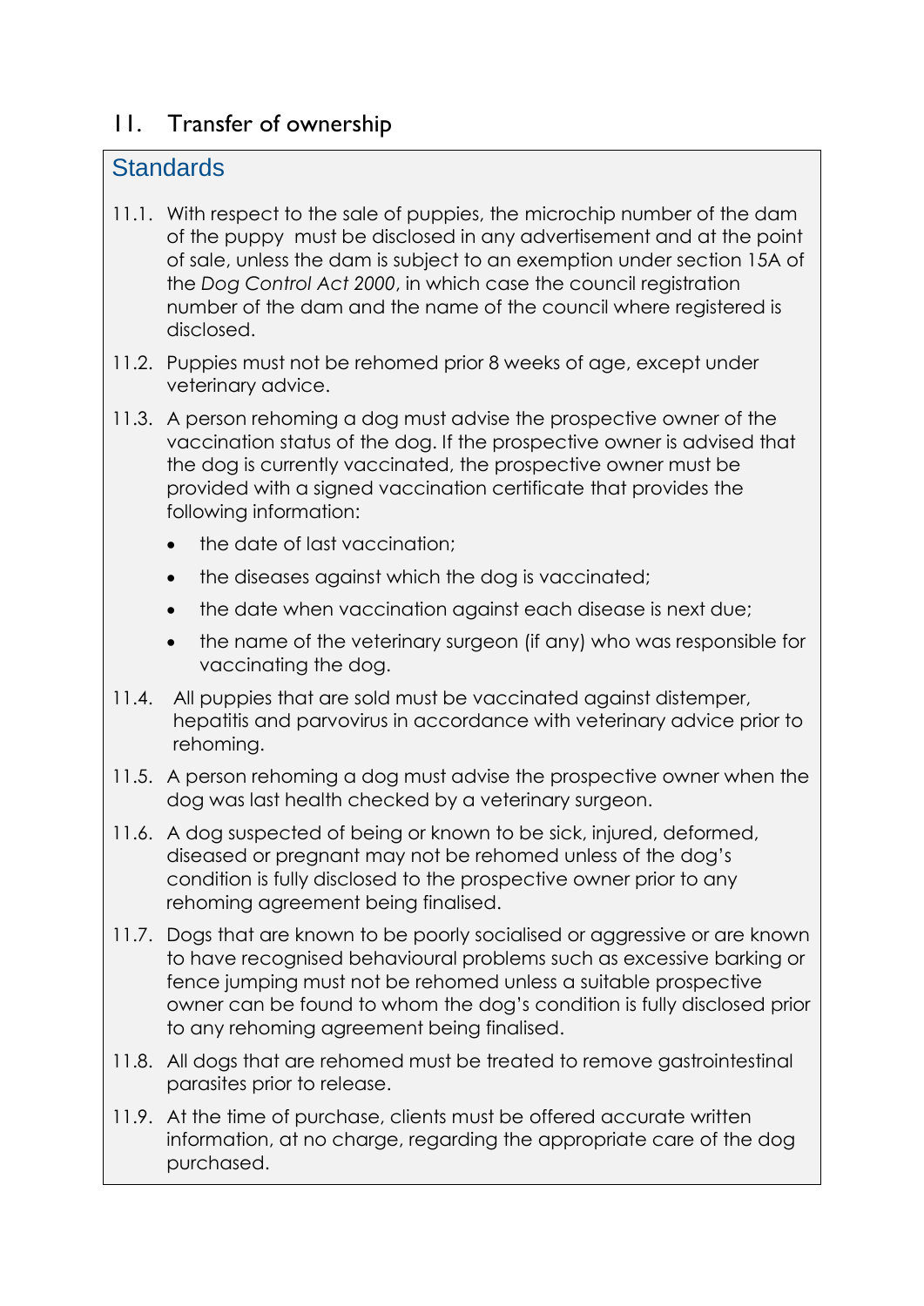## 11. Transfer of ownership

### Standards

11.1. With respect to the sale of puppies, the microchip number of the dam of the puppy must be disclosed in any advertisement and at the point of sale, unless the dam is subject to an exemption under section 15A of the *Dog Control Act 2000*, in which case the council registration number of the dam and the name of the council where registered is disclosed.

11.2. Puppies must not be rehomed prior 8 weeks of age, except under veterinary advice.

11.3. A person rehoming a dog must advise the prospective owner of the vaccination status of the dog. If the prospective owner is advised that the dog is currently vaccinated, the prospective owner must be provided with a signed vaccination certificate that provides the following information:

- the date of last vaccination;
- the diseases against which the dog is vaccinated;
- the date when vaccination against each disease is next due;
- the name of the veterinary surgeon (if any) who was responsible for vaccinating the dog.

11.4. All puppies that are sold must be vaccinated against distemper, hepatitis and parvovirus in accordance with veterinary advice prior to rehoming.

11.5. A person rehoming a dog must advise the prospective owner when the dog was last health checked by a veterinary surgeon.

11.6. A dog suspected of being or known to be sick, injured, deformed, diseased or pregnant may not be rehomed unless of the dog's condition is fully disclosed to the prospective owner prior to any rehoming agreement being finalised.

11.7. Dogs that are known to be poorly socialised or aggressive or are known to have recognised behavioural problems such as excessive barking or fence jumping must not be rehomed unless a suitable prospective owner can be found to whom the dog's condition is fully disclosed prior to any rehoming agreement being finalised.

11.8. All dogs that are rehomed must be treated to remove gastrointestinal parasites prior to release.

11.9. At the time of purchase, clients must be offered accurate written information, at no charge, regarding the appropriate care of the dog purchased.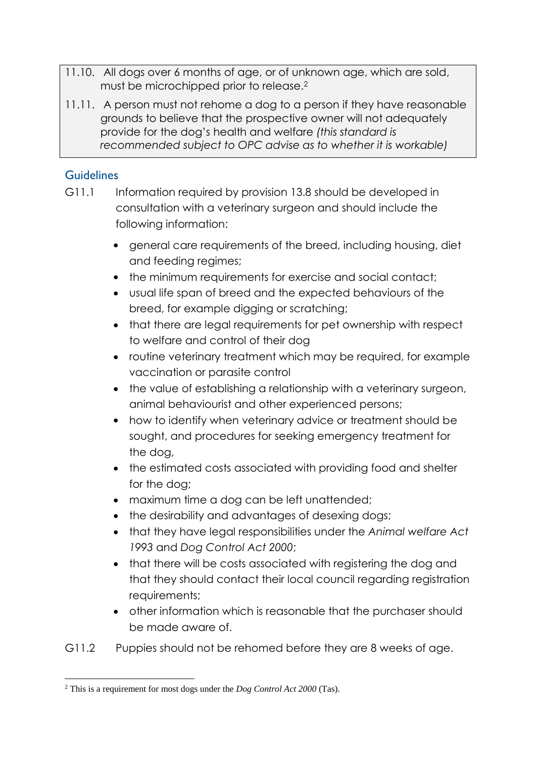11.10. All dogs over 6 months of age, or of unknown age, which are sold, must be microchipped prior to release.[2]

11.11. A person must not rehome a dog to a person if they have reasonable grounds to believe that the prospective owner will not adequately provide for the dog's health and welfare *(this standard is recommended subject to OPC advise as to whether it is workable)*

## Guidelines

G11.1 Information required by provision 13.8 should be developed in consultation with a veterinary surgeon and should include the following information:

- general care requirements of the breed, including housing, diet and feeding regimes;
- the minimum requirements for exercise and social contact;
- usual life span of breed and the expected behaviours of the breed, for example digging or scratching;
- that there are legal requirements for pet ownership with respect to welfare and control of their dog
- routine veterinary treatment which may be required, for example vaccination or parasite control
- the value of establishing a relationship with a veterinary surgeon, animal behaviourist and other experienced persons;
- how to identify when veterinary advice or treatment should be sought, and procedures for seeking emergency treatment for the dog,
- the estimated costs associated with providing food and shelter for the dog;
- maximum time a dog can be left unattended;
- the desirability and advantages of desexing dogs;
- that they have legal responsibilities under the *Animal welfare Act 1993* and *Dog Control Act 2000*;
- that there will be costs associated with registering the dog and that they should contact their local council regarding registration requirements;
- other information which is reasonable that the purchaser should be made aware of.

G11.2 Puppies should not be rehomed before they are 8 weeks of age.

---

[2] This is a requirement for most dogs under the *Dog Control Act 2000* (Tas).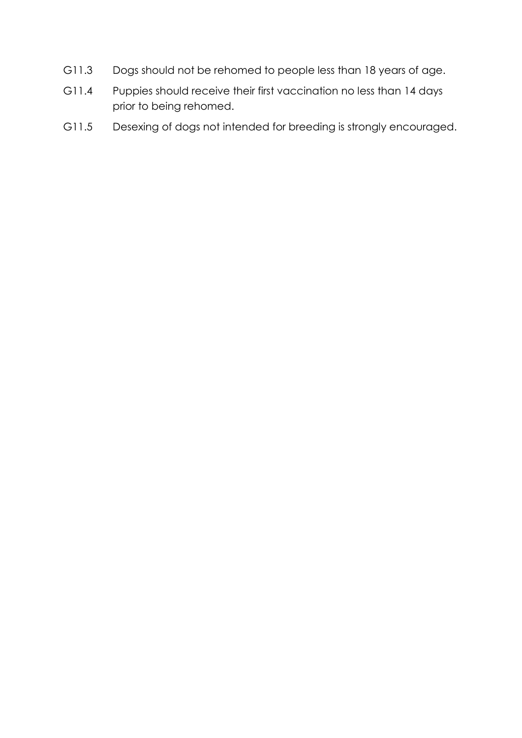G11.3 Dogs should not be rehomed to people less than 18 years of age.

G11.4 Puppies should receive their first vaccination no less than 14 days prior to being rehomed.

G11.5 Desexing of dogs not intended for breeding is strongly encouraged.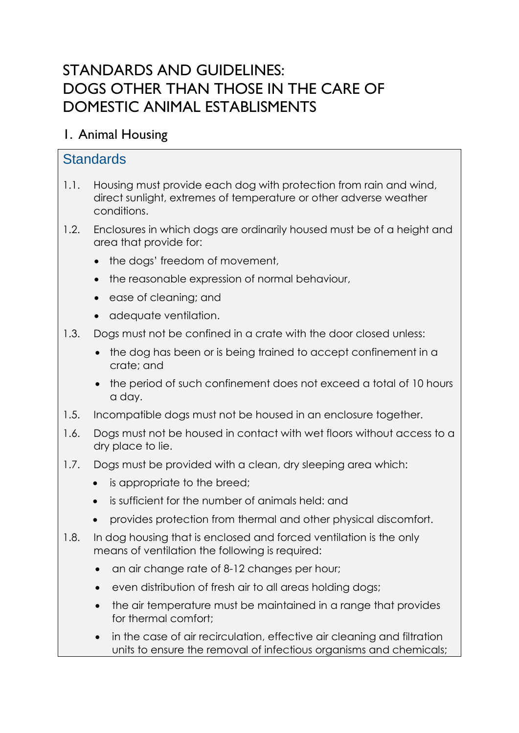# STANDARDS AND GUIDELINES: DOGS OTHER THAN THOSE IN THE CARE OF DOMESTIC ANIMAL ESTABLISMENTS

## 1. Animal Housing

### Standards

1.1. Housing must provide each dog with protection from rain and wind, direct sunlight, extremes of temperature or other adverse weather conditions.

1.2. Enclosures in which dogs are ordinarily housed must be of a height and area that provide for:

- the dogs' freedom of movement,
- the reasonable expression of normal behaviour,
- ease of cleaning; and
- adequate ventilation.

1.3. Dogs must not be confined in a crate with the door closed unless:

- the dog has been or is being trained to accept confinement in a crate; and
- the period of such confinement does not exceed a total of 10 hours a day.

1.5. Incompatible dogs must not be housed in an enclosure together.

1.6. Dogs must not be housed in contact with wet floors without access to a dry place to lie.

1.7. Dogs must be provided with a clean, dry sleeping area which:

- is appropriate to the breed;
- is sufficient for the number of animals held: and
- provides protection from thermal and other physical discomfort.

1.8. In dog housing that is enclosed and forced ventilation is the only means of ventilation the following is required:

- an air change rate of 8-12 changes per hour;
- even distribution of fresh air to all areas holding dogs;
- the air temperature must be maintained in a range that provides for thermal comfort;
- in the case of air recirculation, effective air cleaning and filtration units to ensure the removal of infectious organisms and chemicals;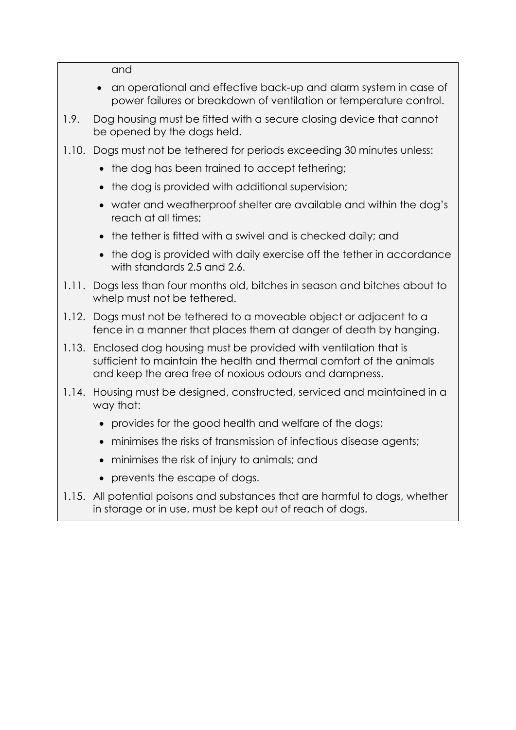and

- an operational and effective back-up and alarm system in case of power failures or breakdown of ventilation or temperature control.

1.9. Dog housing must be fitted with a secure closing device that cannot be opened by the dogs held.

1.10. Dogs must not be tethered for periods exceeding 30 minutes unless:
  - the dog has been trained to accept tethering;
  - the dog is provided with additional supervision;
  - water and weatherproof shelter are available and within the dog's reach at all times;
  - the tether is fitted with a swivel and is checked daily; and
  - the dog is provided with daily exercise off the tether in accordance with standards 2.5 and 2.6.

1.11. Dogs less than four months old, bitches in season and bitches about to whelp must not be tethered.

1.12. Dogs must not be tethered to a moveable object or adjacent to a fence in a manner that places them at danger of death by hanging.

1.13. Enclosed dog housing must be provided with ventilation that is sufficient to maintain the health and thermal comfort of the animals and keep the area free of noxious odours and dampness.

1.14. Housing must be designed, constructed, serviced and maintained in a way that:
  - provides for the good health and welfare of the dogs;
  - minimises the risks of transmission of infectious disease agents;
  - minimises the risk of injury to animals; and
  - prevents the escape of dogs.

1.15. All potential poisons and substances that are harmful to dogs, whether in storage or in use, must be kept out of reach of dogs.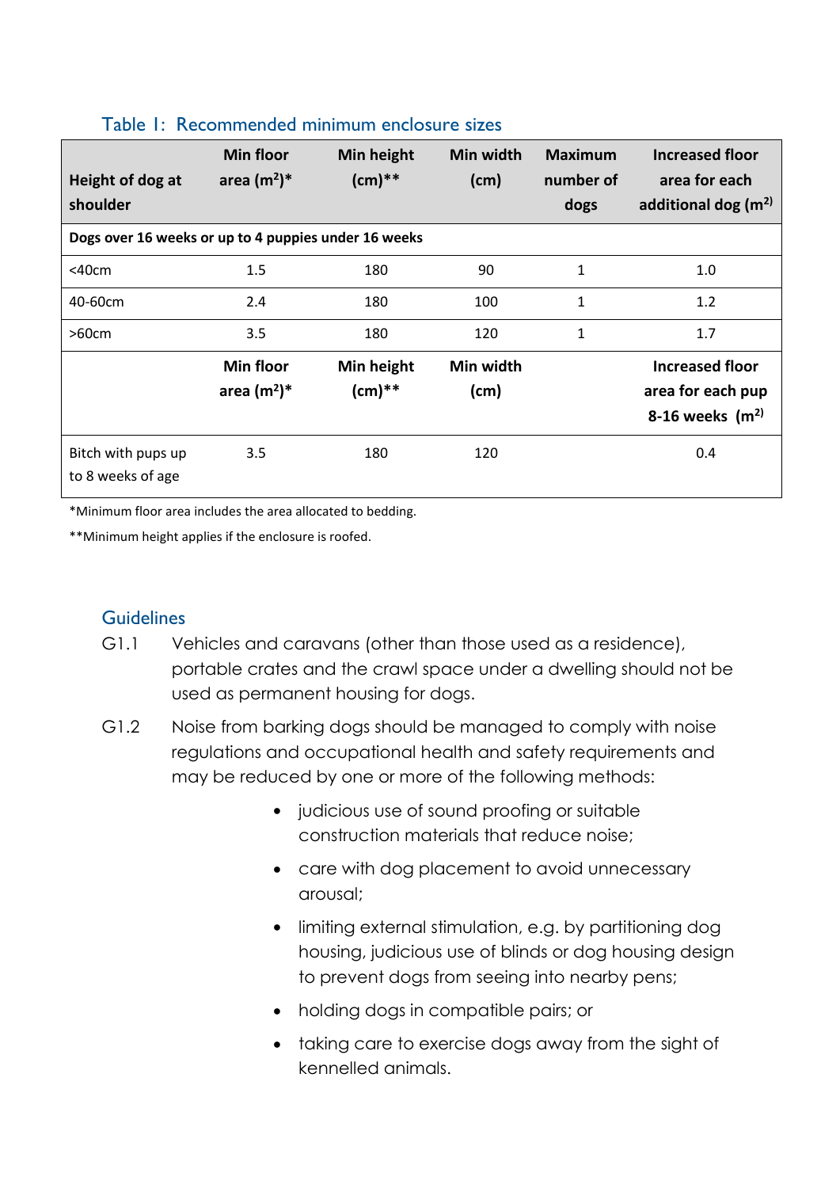## Table 1: Recommended minimum enclosure sizes

| Height of dog at shoulder | Min floor area ($m^2$)* | Min height (cm)** | Min width (cm) | Maximum number of dogs | Increased floor area for each additional dog ($m^2$) |
|---|---|---|---|---|---|
| **Dogs over 16 weeks or up to 4 puppies under 16 weeks** | | | | | |
| <40cm | 1.5 | 180 | 90 | 1 | 1.0 |
| 40-60cm | 2.4 | 180 | 100 | 1 | 1.2 |
| >60cm | 3.5 | 180 | 120 | 1 | 1.7 |
| | **Min floor area ($m^2$)*** | **Min height (cm)**** | **Min width (cm)** | | **Increased floor area for each pup 8-16 weeks ($m^2$)** |
| Bitch with pups up to 8 weeks of age | 3.5 | 180 | 120 | | 0.4 |

*Minimum floor area includes the area allocated to bedding.

**Minimum height applies if the enclosure is roofed.

### Guidelines

G1.1 Vehicles and caravans (other than those used as a residence), portable crates and the crawl space under a dwelling should not be used as permanent housing for dogs.

G1.2 Noise from barking dogs should be managed to comply with noise regulations and occupational health and safety requirements and may be reduced by one or more of the following methods:

- judicious use of sound proofing or suitable construction materials that reduce noise;
- care with dog placement to avoid unnecessary arousal;
- limiting external stimulation, e.g. by partitioning dog housing, judicious use of blinds or dog housing design to prevent dogs from seeing into nearby pens;
- holding dogs in compatible pairs; or
- taking care to exercise dogs away from the sight of kennelled animals.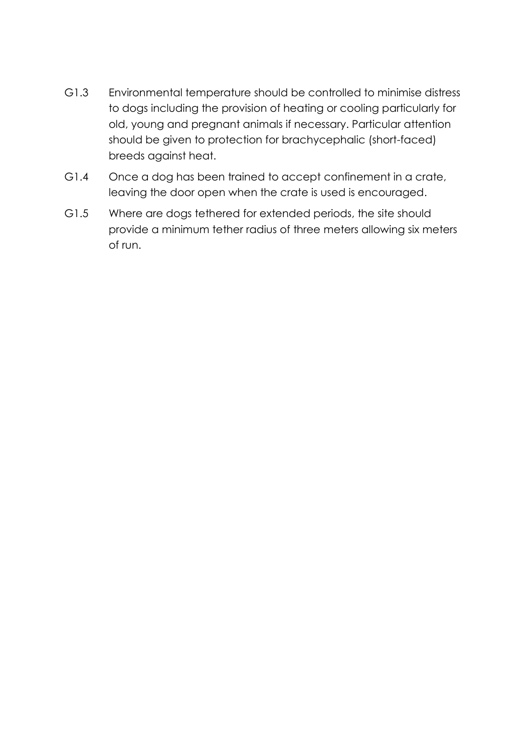G1.3 Environmental temperature should be controlled to minimise distress to dogs including the provision of heating or cooling particularly for old, young and pregnant animals if necessary. Particular attention should be given to protection for brachycephalic (short-faced) breeds against heat.

G1.4 Once a dog has been trained to accept confinement in a crate, leaving the door open when the crate is used is encouraged.

G1.5 Where are dogs tethered for extended periods, the site should provide a minimum tether radius of three meters allowing six meters of run.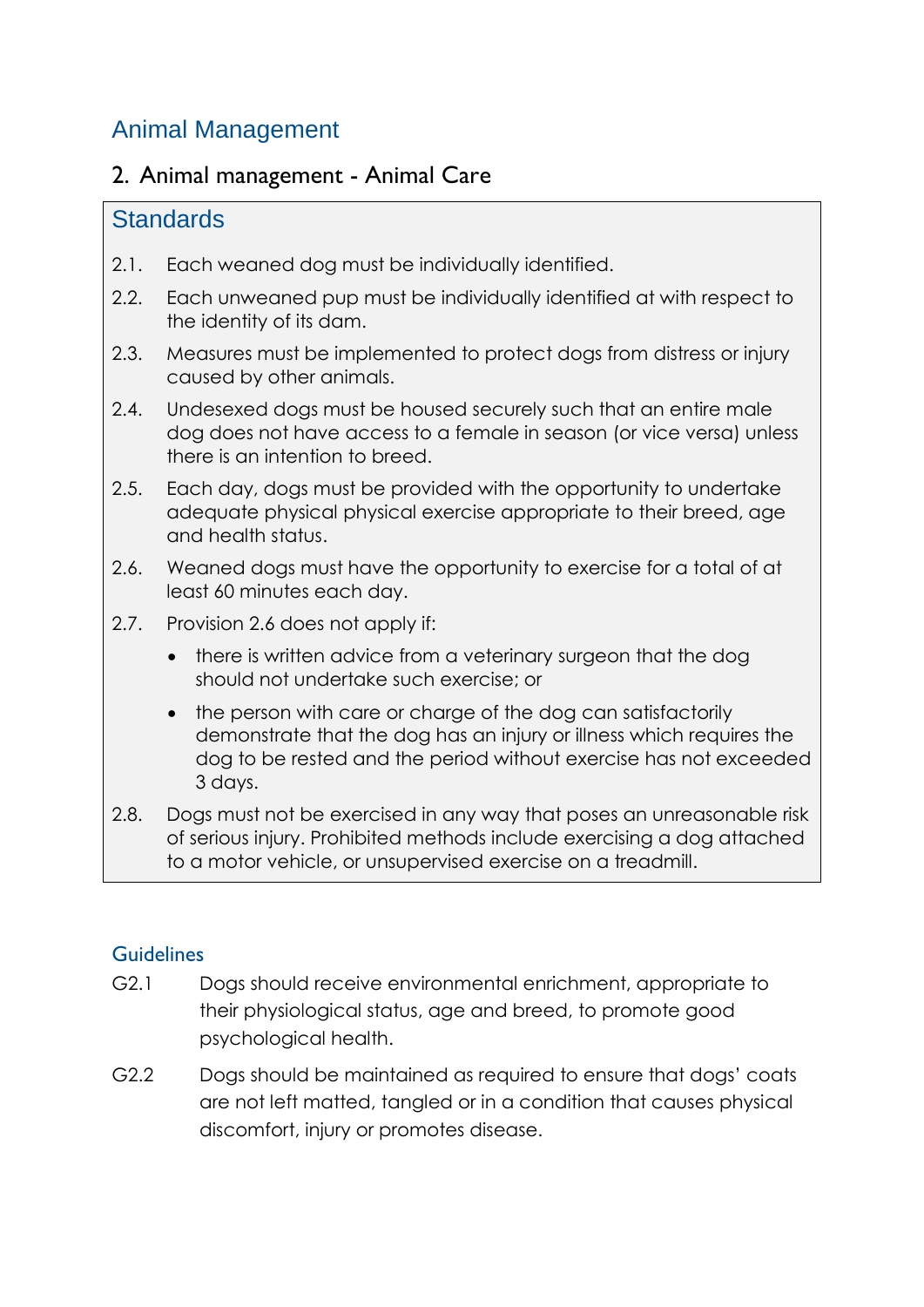## Animal Management

### 2. Animal management - Animal Care

#### Standards

2.1. Each weaned dog must be individually identified.

2.2. Each unweaned pup must be individually identified at with respect to the identity of its dam.

2.3. Measures must be implemented to protect dogs from distress or injury caused by other animals.

2.4. Undesexed dogs must be housed securely such that an entire male dog does not have access to a female in season (or vice versa) unless there is an intention to breed.

2.5. Each day, dogs must be provided with the opportunity to undertake adequate physical physical exercise appropriate to their breed, age and health status.

2.6. Weaned dogs must have the opportunity to exercise for a total of at least 60 minutes each day.

2.7. Provision 2.6 does not apply if:

- there is written advice from a veterinary surgeon that the dog should not undertake such exercise; or
- the person with care or charge of the dog can satisfactorily demonstrate that the dog has an injury or illness which requires the dog to be rested and the period without exercise has not exceeded 3 days.

2.8. Dogs must not be exercised in any way that poses an unreasonable risk of serious injury. Prohibited methods include exercising a dog attached to a motor vehicle, or unsupervised exercise on a treadmill.

#### Guidelines

G2.1 Dogs should receive environmental enrichment, appropriate to their physiological status, age and breed, to promote good psychological health.

G2.2 Dogs should be maintained as required to ensure that dogs' coats are not left matted, tangled or in a condition that causes physical discomfort, injury or promotes disease.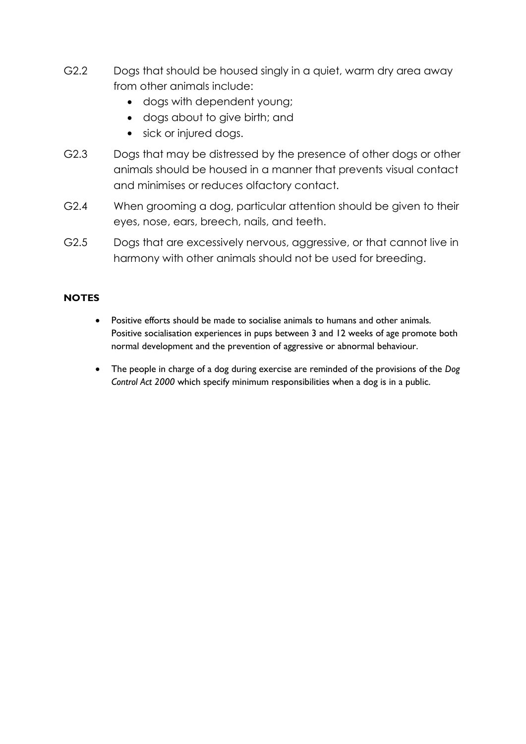G2.2 Dogs that should be housed singly in a quiet, warm dry area away from other animals include:

- dogs with dependent young;
- dogs about to give birth; and
- sick or injured dogs.

G2.3 Dogs that may be distressed by the presence of other dogs or other animals should be housed in a manner that prevents visual contact and minimises or reduces olfactory contact.

G2.4 When grooming a dog, particular attention should be given to their eyes, nose, ears, breech, nails, and teeth.

G2.5 Dogs that are excessively nervous, aggressive, or that cannot live in harmony with other animals should not be used for breeding.

**NOTES**

- Positive efforts should be made to socialise animals to humans and other animals. Positive socialisation experiences in pups between 3 and 12 weeks of age promote both normal development and the prevention of aggressive or abnormal behaviour.
- The people in charge of a dog during exercise are reminded of the provisions of the *Dog Control Act 2000* which specify minimum responsibilities when a dog is in a public.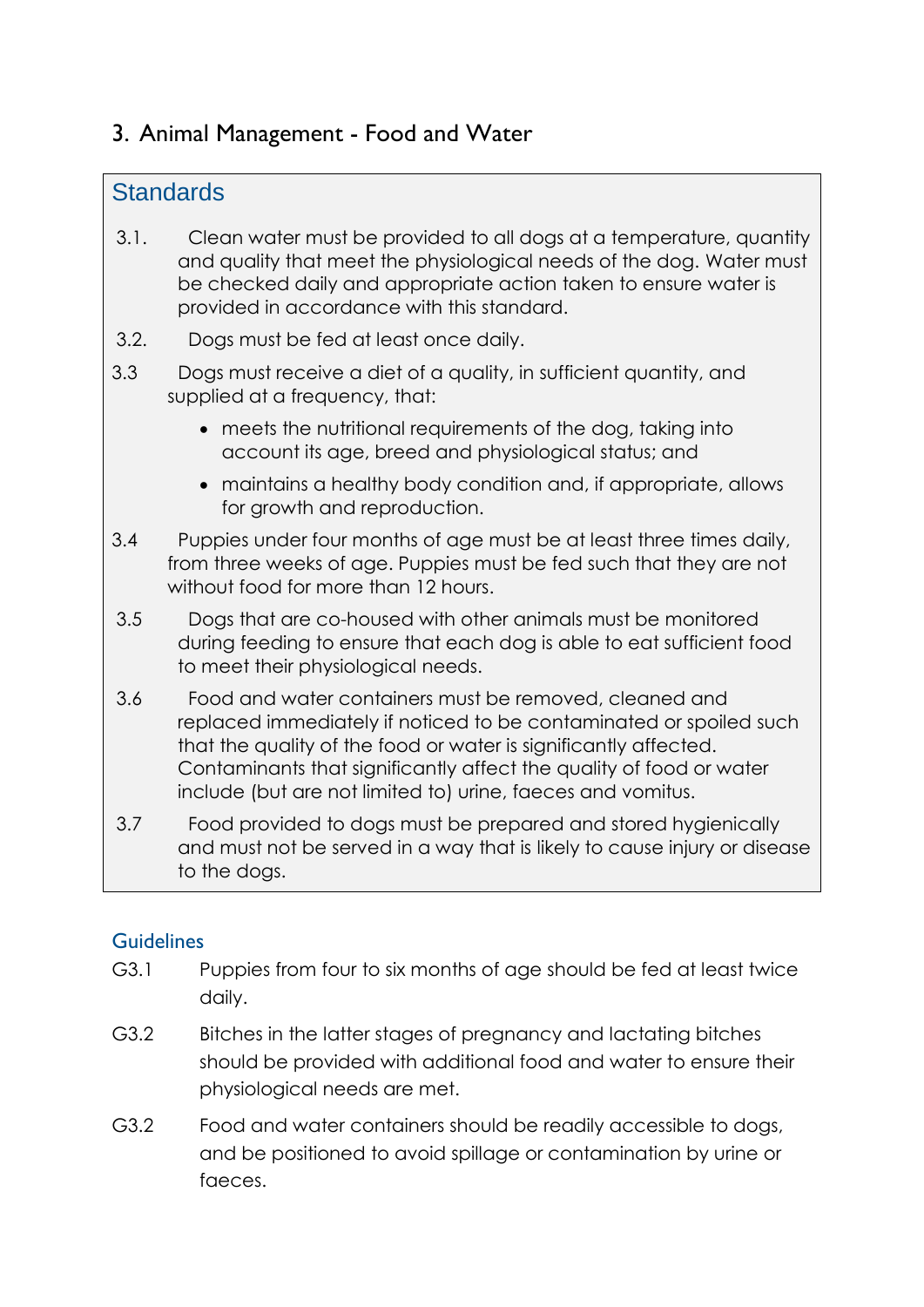## 3. Animal Management - Food and Water

### Standards

3.1. Clean water must be provided to all dogs at a temperature, quantity and quality that meet the physiological needs of the dog. Water must be checked daily and appropriate action taken to ensure water is provided in accordance with this standard.

3.2. Dogs must be fed at least once daily.

3.3 Dogs must receive a diet of a quality, in sufficient quantity, and supplied at a frequency, that:

- meets the nutritional requirements of the dog, taking into account its age, breed and physiological status; and
- maintains a healthy body condition and, if appropriate, allows for growth and reproduction.

3.4 Puppies under four months of age must be at least three times daily, from three weeks of age. Puppies must be fed such that they are not without food for more than 12 hours.

3.5 Dogs that are co-housed with other animals must be monitored during feeding to ensure that each dog is able to eat sufficient food to meet their physiological needs.

3.6 Food and water containers must be removed, cleaned and replaced immediately if noticed to be contaminated or spoiled such that the quality of the food or water is significantly affected. Contaminants that significantly affect the quality of food or water include (but are not limited to) urine, faeces and vomitus.

3.7 Food provided to dogs must be prepared and stored hygienically and must not be served in a way that is likely to cause injury or disease to the dogs.

### Guidelines

G3.1 Puppies from four to six months of age should be fed at least twice daily.

G3.2 Bitches in the latter stages of pregnancy and lactating bitches should be provided with additional food and water to ensure their physiological needs are met.

G3.2 Food and water containers should be readily accessible to dogs, and be positioned to avoid spillage or contamination by urine or faeces.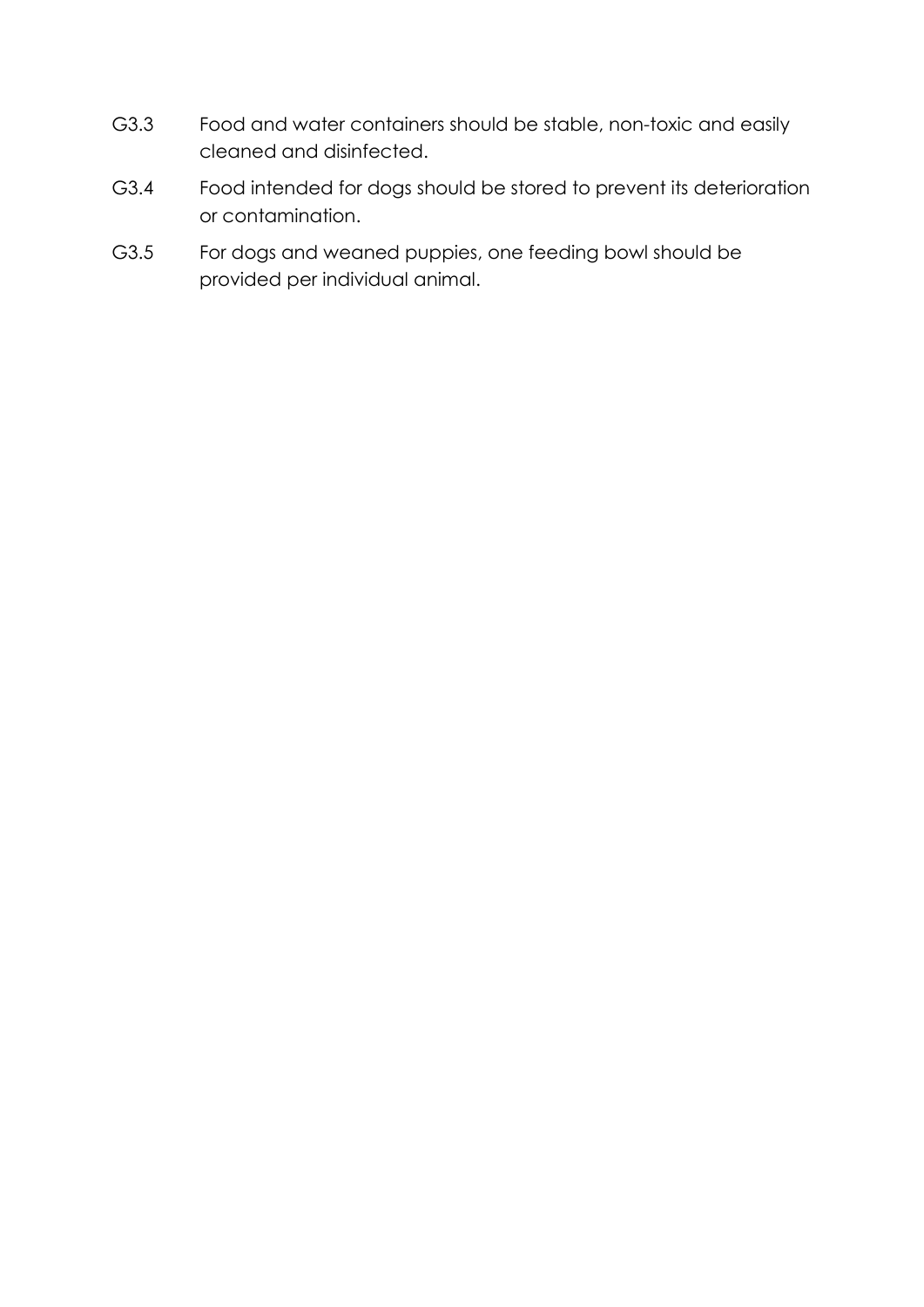G3.3 Food and water containers should be stable, non-toxic and easily cleaned and disinfected.

G3.4 Food intended for dogs should be stored to prevent its deterioration or contamination.

G3.5 For dogs and weaned puppies, one feeding bowl should be provided per individual animal.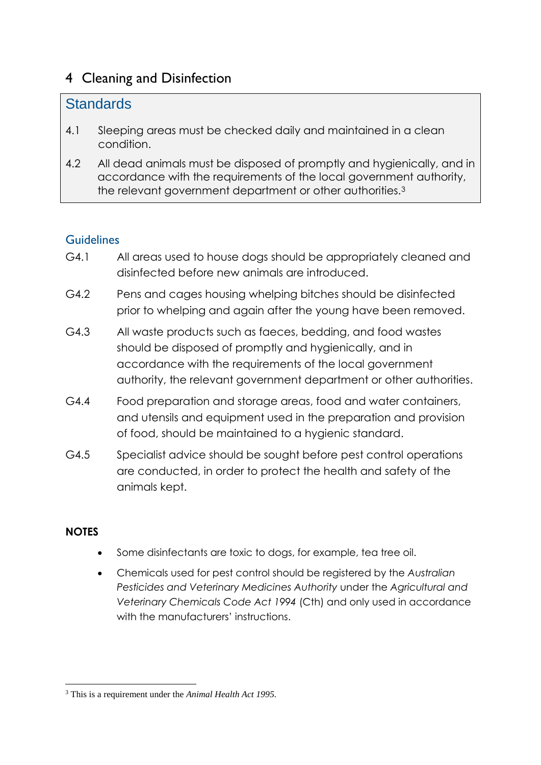# 4 Cleaning and Disinfection

## Standards

4.1 Sleeping areas must be checked daily and maintained in a clean condition.

4.2 All dead animals must be disposed of promptly and hygienically, and in accordance with the requirements of the local government authority, the relevant government department or other authorities.[3]

### Guidelines

G4.1 All areas used to house dogs should be appropriately cleaned and disinfected before new animals are introduced.

G4.2 Pens and cages housing whelping bitches should be disinfected prior to whelping and again after the young have been removed.

G4.3 All waste products such as faeces, bedding, and food wastes should be disposed of promptly and hygienically, and in accordance with the requirements of the local government authority, the relevant government department or other authorities.

G4.4 Food preparation and storage areas, food and water containers, and utensils and equipment used in the preparation and provision of food, should be maintained to a hygienic standard.

G4.5 Specialist advice should be sought before pest control operations are conducted, in order to protect the health and safety of the animals kept.

**NOTES**

- Some disinfectants are toxic to dogs, for example, tea tree oil.
- Chemicals used for pest control should be registered by the *Australian Pesticides and Veterinary Medicines Authority* under the *Agricultural and Veterinary Chemicals Code Act 1994* (Cth) and only used in accordance with the manufacturers' instructions.

---

[3] This is a requirement under the *Animal Health Act 1995*.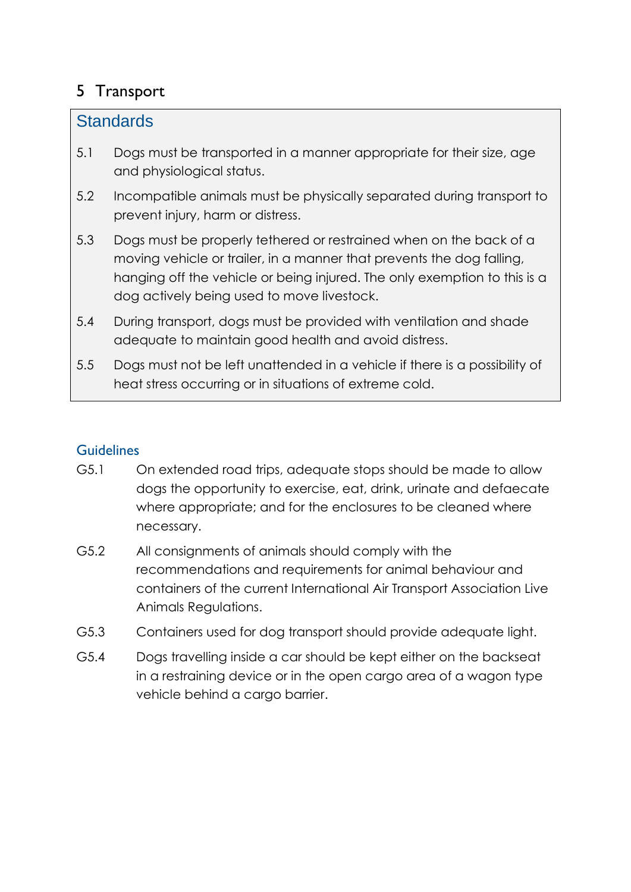# 5 Transport

## Standards

5.1 Dogs must be transported in a manner appropriate for their size, age and physiological status.

5.2 Incompatible animals must be physically separated during transport to prevent injury, harm or distress.

5.3 Dogs must be properly tethered or restrained when on the back of a moving vehicle or trailer, in a manner that prevents the dog falling, hanging off the vehicle or being injured. The only exemption to this is a dog actively being used to move livestock.

5.4 During transport, dogs must be provided with ventilation and shade adequate to maintain good health and avoid distress.

5.5 Dogs must not be left unattended in a vehicle if there is a possibility of heat stress occurring or in situations of extreme cold.

## Guidelines

G5.1 On extended road trips, adequate stops should be made to allow dogs the opportunity to exercise, eat, drink, urinate and defaecate where appropriate; and for the enclosures to be cleaned where necessary.

G5.2 All consignments of animals should comply with the recommendations and requirements for animal behaviour and containers of the current International Air Transport Association Live Animals Regulations.

G5.3 Containers used for dog transport should provide adequate light.

G5.4 Dogs travelling inside a car should be kept either on the backseat in a restraining device or in the open cargo area of a wagon type vehicle behind a cargo barrier.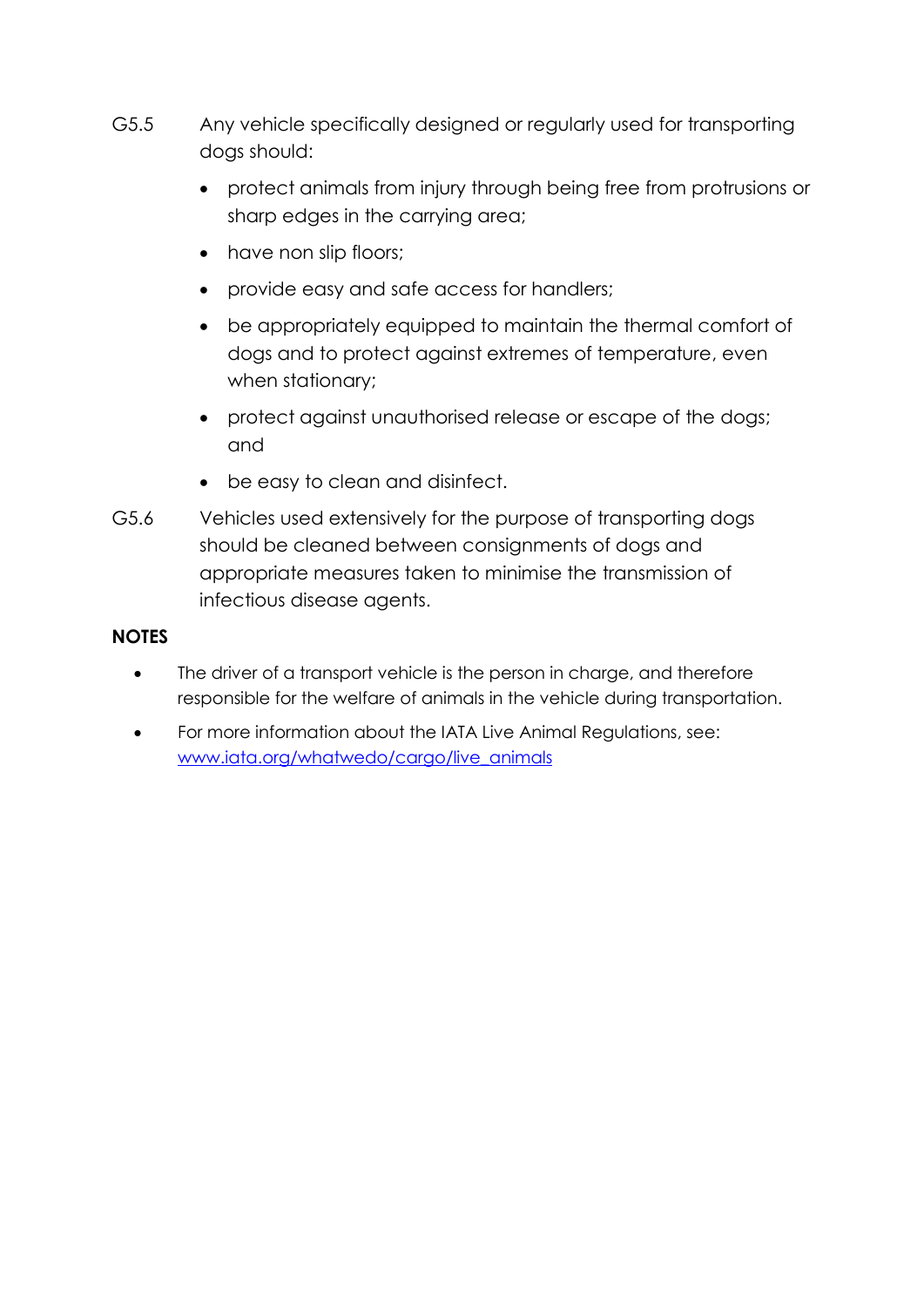G5.5 Any vehicle specifically designed or regularly used for transporting dogs should:

- protect animals from injury through being free from protrusions or sharp edges in the carrying area;
- have non slip floors;
- provide easy and safe access for handlers;
- be appropriately equipped to maintain the thermal comfort of dogs and to protect against extremes of temperature, even when stationary;
- protect against unauthorised release or escape of the dogs; and
- be easy to clean and disinfect.

G5.6 Vehicles used extensively for the purpose of transporting dogs should be cleaned between consignments of dogs and appropriate measures taken to minimise the transmission of infectious disease agents.

**NOTES**

- The driver of a transport vehicle is the person in charge, and therefore responsible for the welfare of animals in the vehicle during transportation.
- For more information about the IATA Live Animal Regulations, see: [www.iata.org/whatwedo/cargo/live_animals](www.iata.org/whatwedo/cargo/live_animals)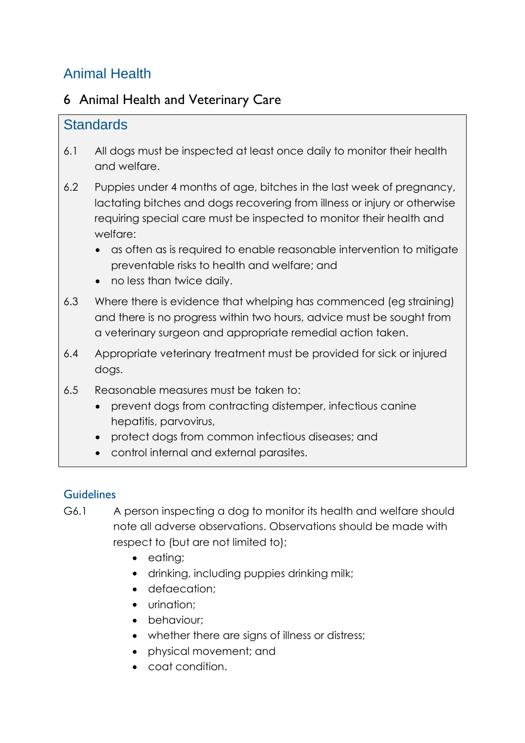# Animal Health

## 6 Animal Health and Veterinary Care

### Standards

6.1 All dogs must be inspected at least once daily to monitor their health and welfare.

6.2 Puppies under 4 months of age, bitches in the last week of pregnancy, lactating bitches and dogs recovering from illness or injury or otherwise requiring special care must be inspected to monitor their health and welfare:

- as often as is required to enable reasonable intervention to mitigate preventable risks to health and welfare; and
- no less than twice daily.

6.3 Where there is evidence that whelping has commenced (eg straining) and there is no progress within two hours, advice must be sought from a veterinary surgeon and appropriate remedial action taken.

6.4 Appropriate veterinary treatment must be provided for sick or injured dogs.

6.5 Reasonable measures must be taken to:

- prevent dogs from contracting distemper, infectious canine hepatitis, parvovirus,
- protect dogs from common infectious diseases; and
- control internal and external parasites.

### Guidelines

G6.1 A person inspecting a dog to monitor its health and welfare should note all adverse observations. Observations should be made with respect to (but are not limited to);

- eating;
- drinking, including puppies drinking milk;
- defaecation;
- urination;
- behaviour;
- whether there are signs of illness or distress;
- physical movement; and
- coat condition.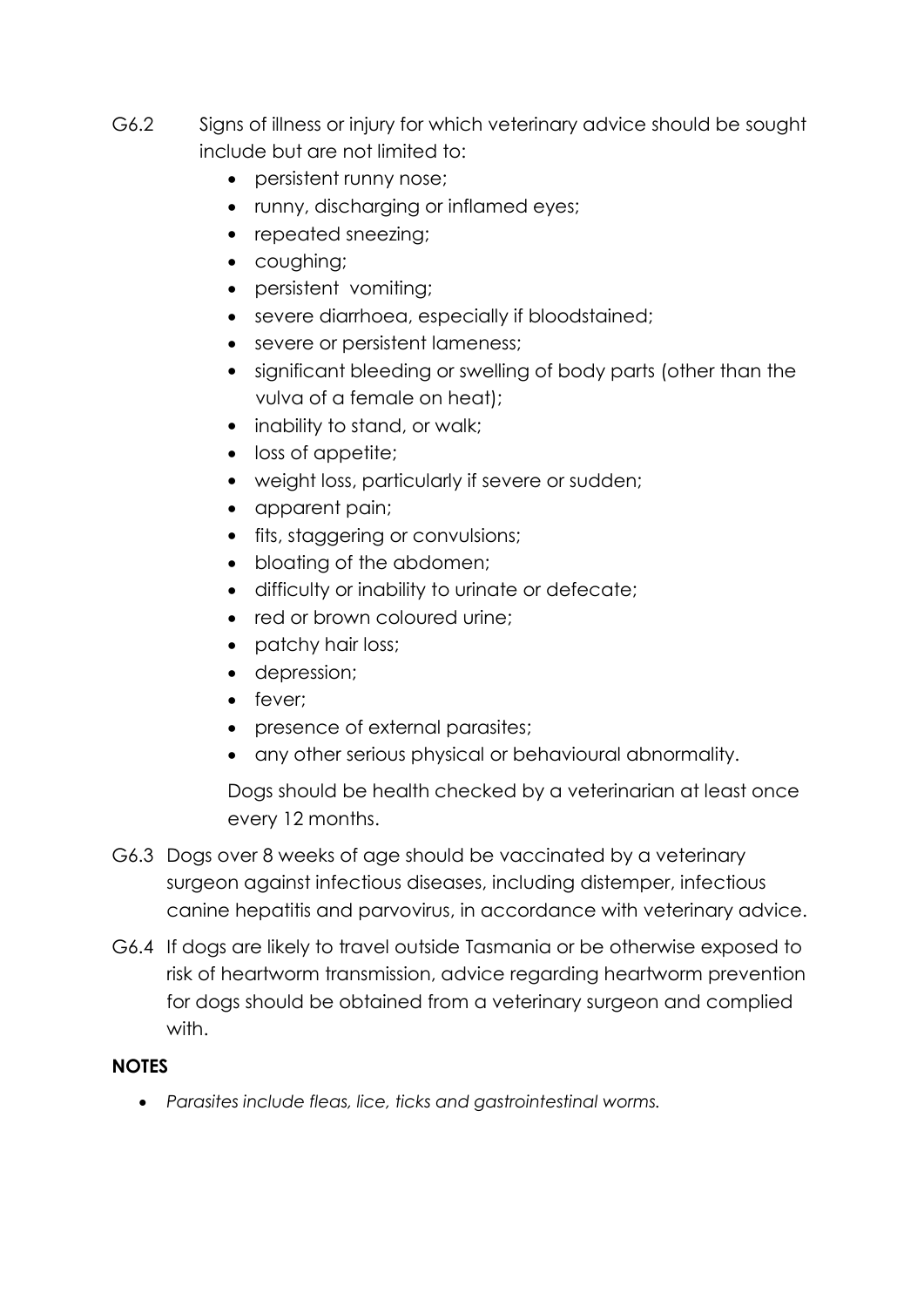G6.2 Signs of illness or injury for which veterinary advice should be sought include but are not limited to:

- persistent runny nose;
- runny, discharging or inflamed eyes;
- repeated sneezing;
- coughing;
- persistent vomiting;
- severe diarrhoea, especially if bloodstained;
- severe or persistent lameness;
- significant bleeding or swelling of body parts (other than the vulva of a female on heat);
- inability to stand, or walk;
- loss of appetite;
- weight loss, particularly if severe or sudden;
- apparent pain;
- fits, staggering or convulsions;
- bloating of the abdomen;
- difficulty or inability to urinate or defecate;
- red or brown coloured urine;
- patchy hair loss;
- depression;
- fever;
- presence of external parasites;
- any other serious physical or behavioural abnormality.

Dogs should be health checked by a veterinarian at least once every 12 months.

G6.3 Dogs over 8 weeks of age should be vaccinated by a veterinary surgeon against infectious diseases, including distemper, infectious canine hepatitis and parvovirus, in accordance with veterinary advice.

G6.4 If dogs are likely to travel outside Tasmania or be otherwise exposed to risk of heartworm transmission, advice regarding heartworm prevention for dogs should be obtained from a veterinary surgeon and complied with.

**NOTES**

- *Parasites include fleas, lice, ticks and gastrointestinal worms.*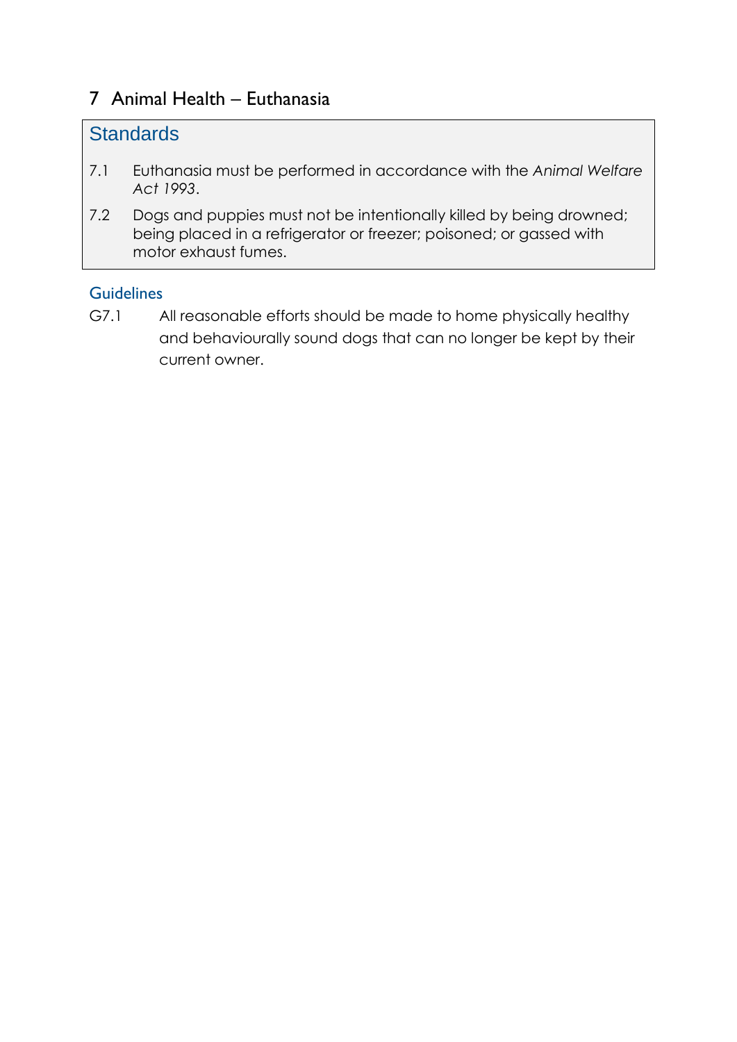# 7 Animal Health – Euthanasia

## Standards

7.1 Euthanasia must be performed in accordance with the *Animal Welfare Act 1993*.

7.2 Dogs and puppies must not be intentionally killed by being drowned; being placed in a refrigerator or freezer; poisoned; or gassed with motor exhaust fumes.

### Guidelines

G7.1 All reasonable efforts should be made to home physically healthy and behaviourally sound dogs that can no longer be kept by their current owner.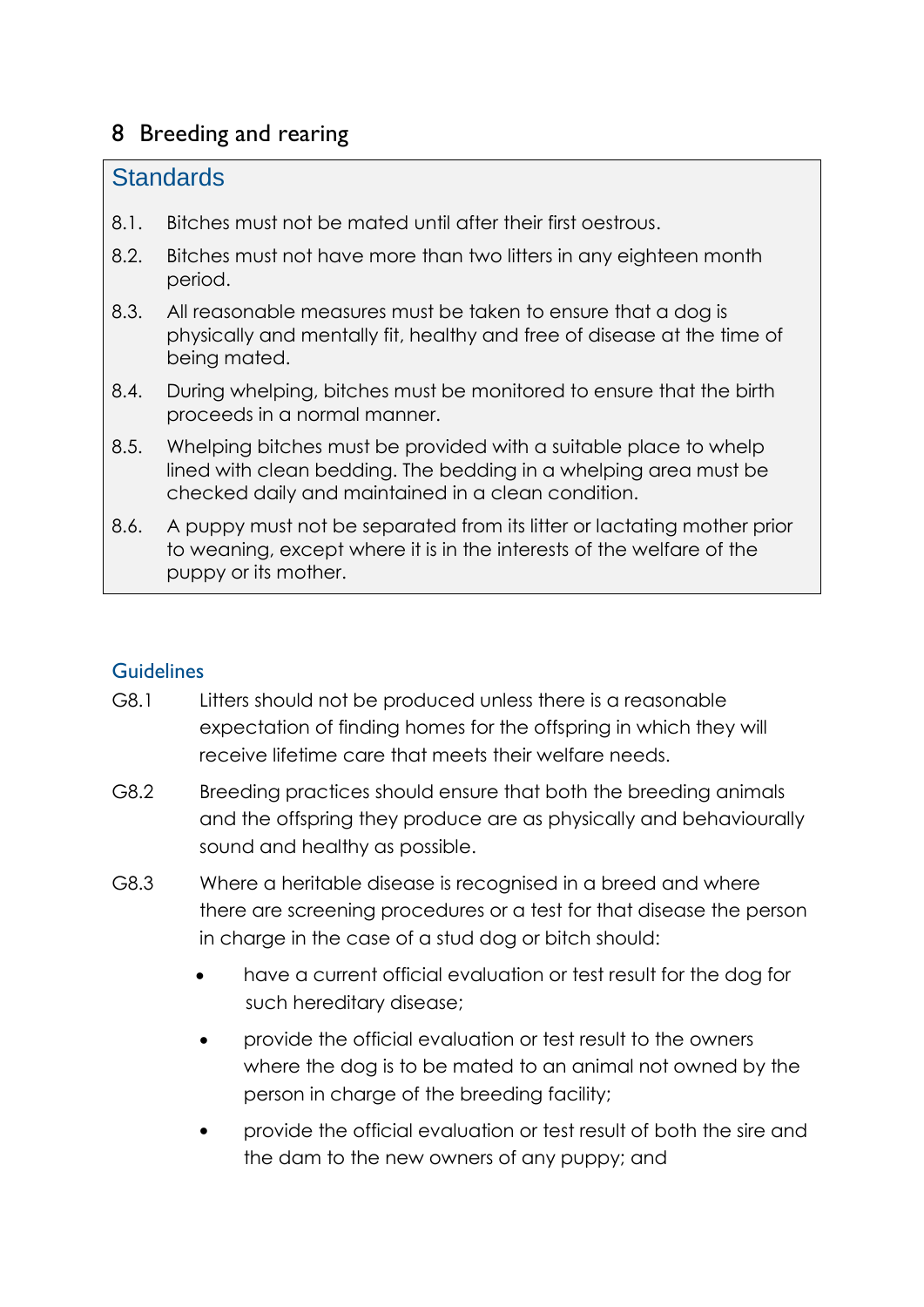## 8 Breeding and rearing

### Standards

8.1. Bitches must not be mated until after their first oestrous.

8.2. Bitches must not have more than two litters in any eighteen month period.

8.3. All reasonable measures must be taken to ensure that a dog is physically and mentally fit, healthy and free of disease at the time of being mated.

8.4. During whelping, bitches must be monitored to ensure that the birth proceeds in a normal manner.

8.5. Whelping bitches must be provided with a suitable place to whelp lined with clean bedding. The bedding in a whelping area must be checked daily and maintained in a clean condition.

8.6. A puppy must not be separated from its litter or lactating mother prior to weaning, except where it is in the interests of the welfare of the puppy or its mother.

### Guidelines

G8.1 Litters should not be produced unless there is a reasonable expectation of finding homes for the offspring in which they will receive lifetime care that meets their welfare needs.

G8.2 Breeding practices should ensure that both the breeding animals and the offspring they produce are as physically and behaviourally sound and healthy as possible.

G8.3 Where a heritable disease is recognised in a breed and where there are screening procedures or a test for that disease the person in charge in the case of a stud dog or bitch should:

- have a current official evaluation or test result for the dog for such hereditary disease;
- provide the official evaluation or test result to the owners where the dog is to be mated to an animal not owned by the person in charge of the breeding facility;
- provide the official evaluation or test result of both the sire and the dam to the new owners of any puppy; and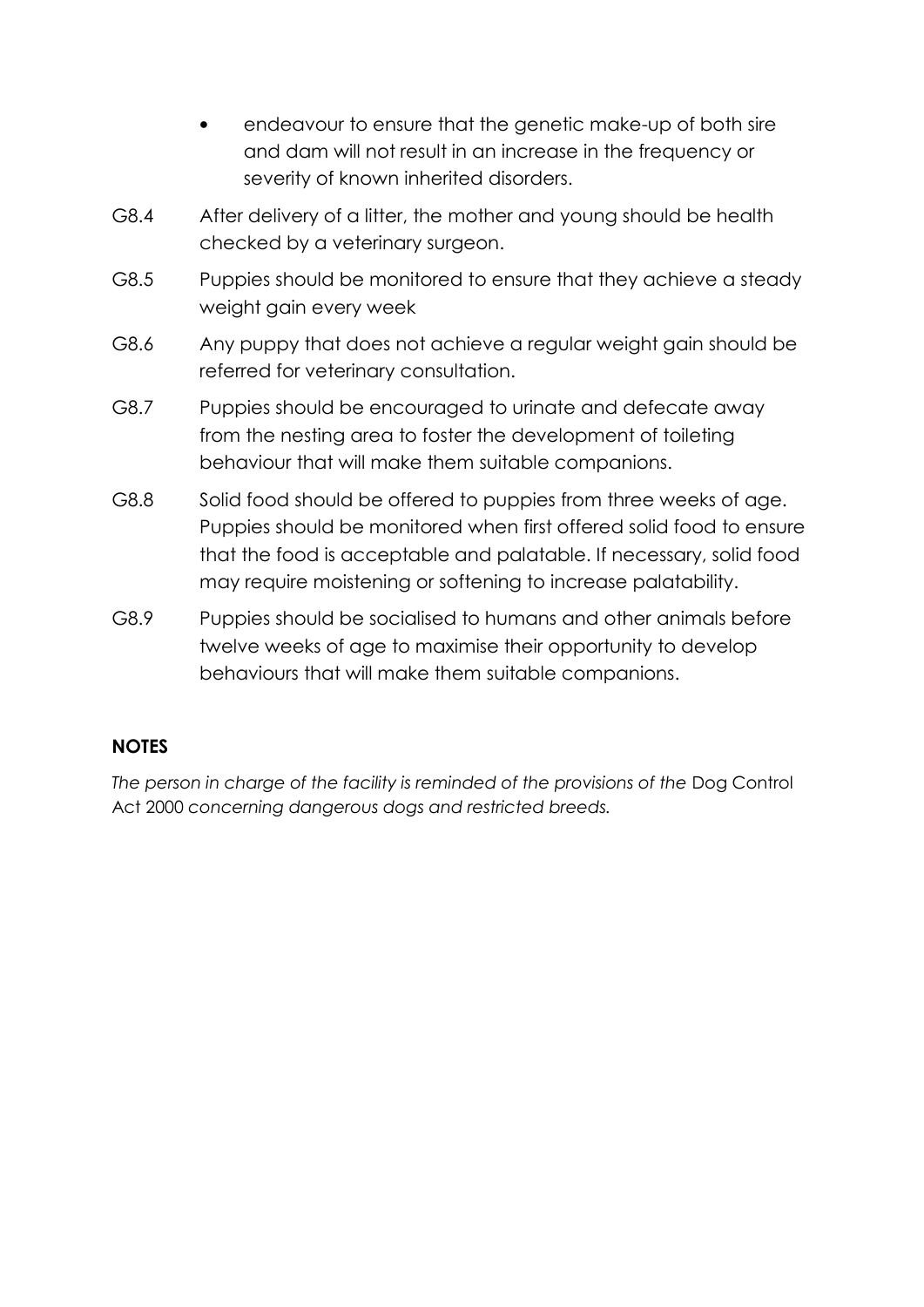- endeavour to ensure that the genetic make-up of both sire and dam will not result in an increase in the frequency or severity of known inherited disorders.

G8.4 After delivery of a litter, the mother and young should be health checked by a veterinary surgeon.

G8.5 Puppies should be monitored to ensure that they achieve a steady weight gain every week

G8.6 Any puppy that does not achieve a regular weight gain should be referred for veterinary consultation.

G8.7 Puppies should be encouraged to urinate and defecate away from the nesting area to foster the development of toileting behaviour that will make them suitable companions.

G8.8 Solid food should be offered to puppies from three weeks of age. Puppies should be monitored when first offered solid food to ensure that the food is acceptable and palatable. If necessary, solid food may require moistening or softening to increase palatability.

G8.9 Puppies should be socialised to humans and other animals before twelve weeks of age to maximise their opportunity to develop behaviours that will make them suitable companions.

**NOTES**

*The person in charge of the facility is reminded of the provisions of the* Dog Control Act 2000 *concerning dangerous dogs and restricted breeds.*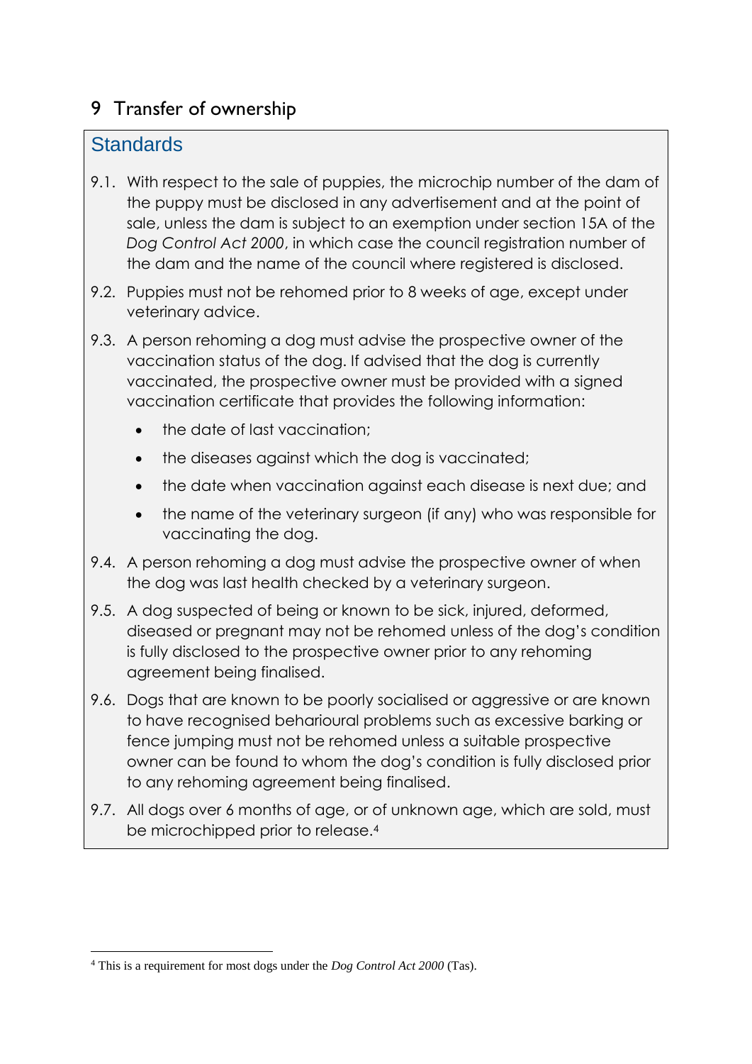# 9 Transfer of ownership

## Standards

9.1. With respect to the sale of puppies, the microchip number of the dam of the puppy must be disclosed in any advertisement and at the point of sale, unless the dam is subject to an exemption under section 15A of the *Dog Control Act 2000*, in which case the council registration number of the dam and the name of the council where registered is disclosed.

9.2. Puppies must not be rehomed prior to 8 weeks of age, except under veterinary advice.

9.3. A person rehoming a dog must advise the prospective owner of the vaccination status of the dog. If advised that the dog is currently vaccinated, the prospective owner must be provided with a signed vaccination certificate that provides the following information:

- the date of last vaccination;
- the diseases against which the dog is vaccinated;
- the date when vaccination against each disease is next due; and
- the name of the veterinary surgeon (if any) who was responsible for vaccinating the dog.

9.4. A person rehoming a dog must advise the prospective owner of when the dog was last health checked by a veterinary surgeon.

9.5. A dog suspected of being or known to be sick, injured, deformed, diseased or pregnant may not be rehomed unless of the dog's condition is fully disclosed to the prospective owner prior to any rehoming agreement being finalised.

9.6. Dogs that are known to be poorly socialised or aggressive or are known to have recognised behavioural problems such as excessive barking or fence jumping must not be rehomed unless a suitable prospective owner can be found to whom the dog's condition is fully disclosed prior to any rehoming agreement being finalised.

9.7. All dogs over 6 months of age, or of unknown age, which are sold, must be microchipped prior to release.[4]

[4] This is a requirement for most dogs under the *Dog Control Act 2000* (Tas).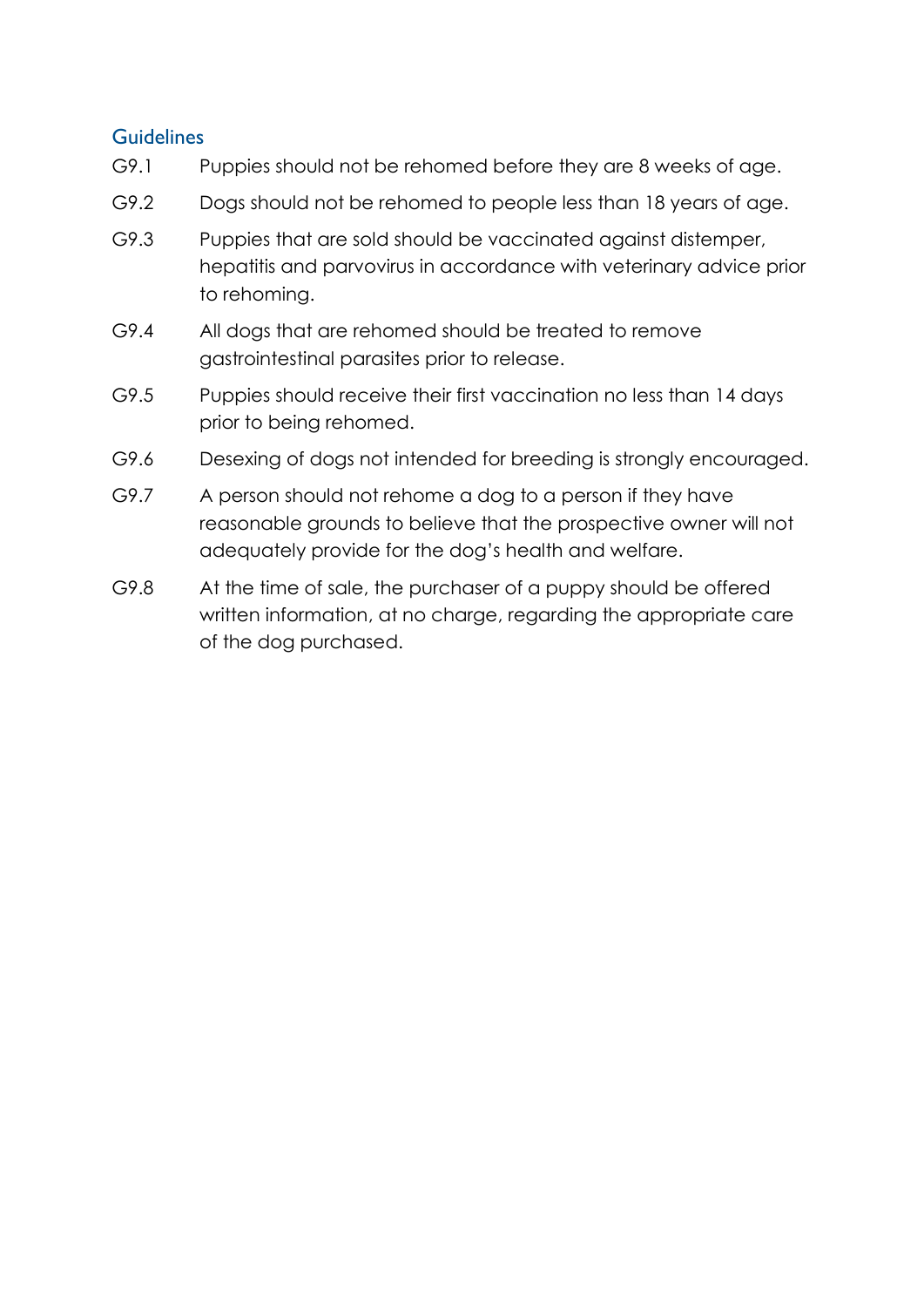### Guidelines

G9.1 Puppies should not be rehomed before they are 8 weeks of age.

G9.2 Dogs should not be rehomed to people less than 18 years of age.

G9.3 Puppies that are sold should be vaccinated against distemper, hepatitis and parvovirus in accordance with veterinary advice prior to rehoming.

G9.4 All dogs that are rehomed should be treated to remove gastrointestinal parasites prior to release.

G9.5 Puppies should receive their first vaccination no less than 14 days prior to being rehomed.

G9.6 Desexing of dogs not intended for breeding is strongly encouraged.

G9.7 A person should not rehome a dog to a person if they have reasonable grounds to believe that the prospective owner will not adequately provide for the dog's health and welfare.

G9.8 At the time of sale, the purchaser of a puppy should be offered written information, at no charge, regarding the appropriate care of the dog purchased.